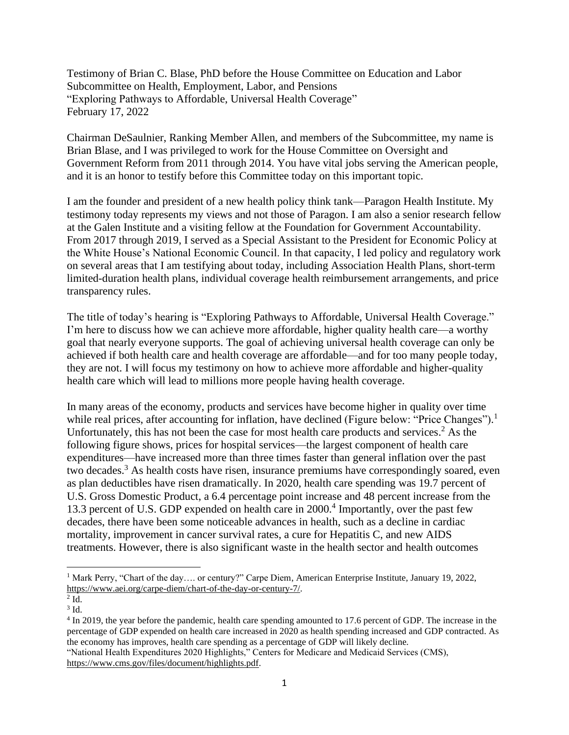Testimony of Brian C. Blase, PhD before the House Committee on Education and Labor
Subcommittee on Health, Employment, Labor, and Pensions
"Exploring Pathways to Affordable, Universal Health Coverage"
February 17, 2022

Chairman DeSaulnier, Ranking Member Allen, and members of the Subcommittee, my name is Brian Blase, and I was privileged to work for the House Committee on Oversight and Government Reform from 2011 through 2014. You have vital jobs serving the American people, and it is an honor to testify before this Committee today on this important topic.

I am the founder and president of a new health policy think tank—Paragon Health Institute. My testimony today represents my views and not those of Paragon. I am also a senior research fellow at the Galen Institute and a visiting fellow at the Foundation for Government Accountability. From 2017 through 2019, I served as a Special Assistant to the President for Economic Policy at the White House's National Economic Council. In that capacity, I led policy and regulatory work on several areas that I am testifying about today, including Association Health Plans, short-term limited-duration health plans, individual coverage health reimbursement arrangements, and price transparency rules.

The title of today's hearing is "Exploring Pathways to Affordable, Universal Health Coverage." I'm here to discuss how we can achieve more affordable, higher quality health care—a worthy goal that nearly everyone supports. The goal of achieving universal health coverage can only be achieved if both health care and health coverage are affordable—and for too many people today, they are not. I will focus my testimony on how to achieve more affordable and higher-quality health care which will lead to millions more people having health coverage.

In many areas of the economy, products and services have become higher in quality over time while real prices, after accounting for inflation, have declined (Figure below: "Price Changes").[1] Unfortunately, this has not been the case for most health care products and services.[2] As the following figure shows, prices for hospital services—the largest component of health care expenditures—have increased more than three times faster than general inflation over the past two decades.[3] As health costs have risen, insurance premiums have correspondingly soared, even as plan deductibles have risen dramatically. In 2020, health care spending was 19.7 percent of U.S. Gross Domestic Product, a 6.4 percentage point increase and 48 percent increase from the 13.3 percent of U.S. GDP expended on health care in 2000.[4] Importantly, over the past few decades, there have been some noticeable advances in health, such as a decline in cardiac mortality, improvement in cancer survival rates, a cure for Hepatitis C, and new AIDS treatments. However, there is also significant waste in the health sector and health outcomes

---

[1] Mark Perry, "Chart of the day…. or century?" Carpe Diem, American Enterprise Institute, January 19, 2022, https://www.aei.org/carpe-diem/chart-of-the-day-or-century-7/.

[2] Id.

[3] Id.

[4] In 2019, the year before the pandemic, health care spending amounted to 17.6 percent of GDP. The increase in the percentage of GDP expended on health care increased in 2020 as health spending increased and GDP contracted. As the economy has improves, health care spending as a percentage of GDP will likely decline.
"National Health Expenditures 2020 Highlights," Centers for Medicare and Medicaid Services (CMS), https://www.cms.gov/files/document/highlights.pdf.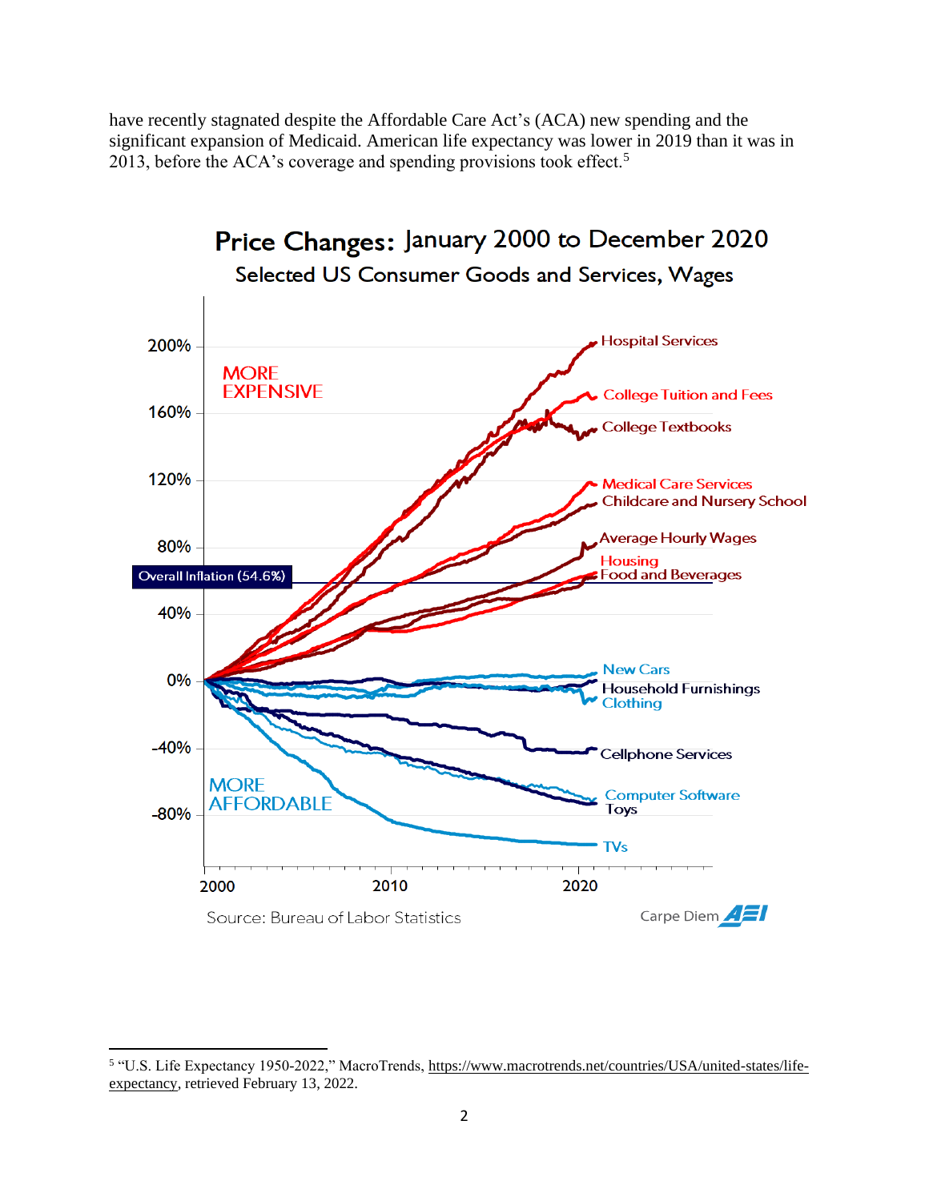have recently stagnated despite the Affordable Care Act's (ACA) new spending and the significant expansion of Medicaid. American life expectancy was lower in 2019 than it was in 2013, before the ACA's coverage and spending provisions took effect.[5]

**Price Changes: January 2000 to December 2020**

Selected US Consumer Goods and Services, Wages

Source: Bureau of Labor Statistics

Carpe Diem AEI

---

[5] "U.S. Life Expectancy 1950-2022," MacroTrends, https://www.macrotrends.net/countries/USA/united-states/life-expectancy, retrieved February 13, 2022.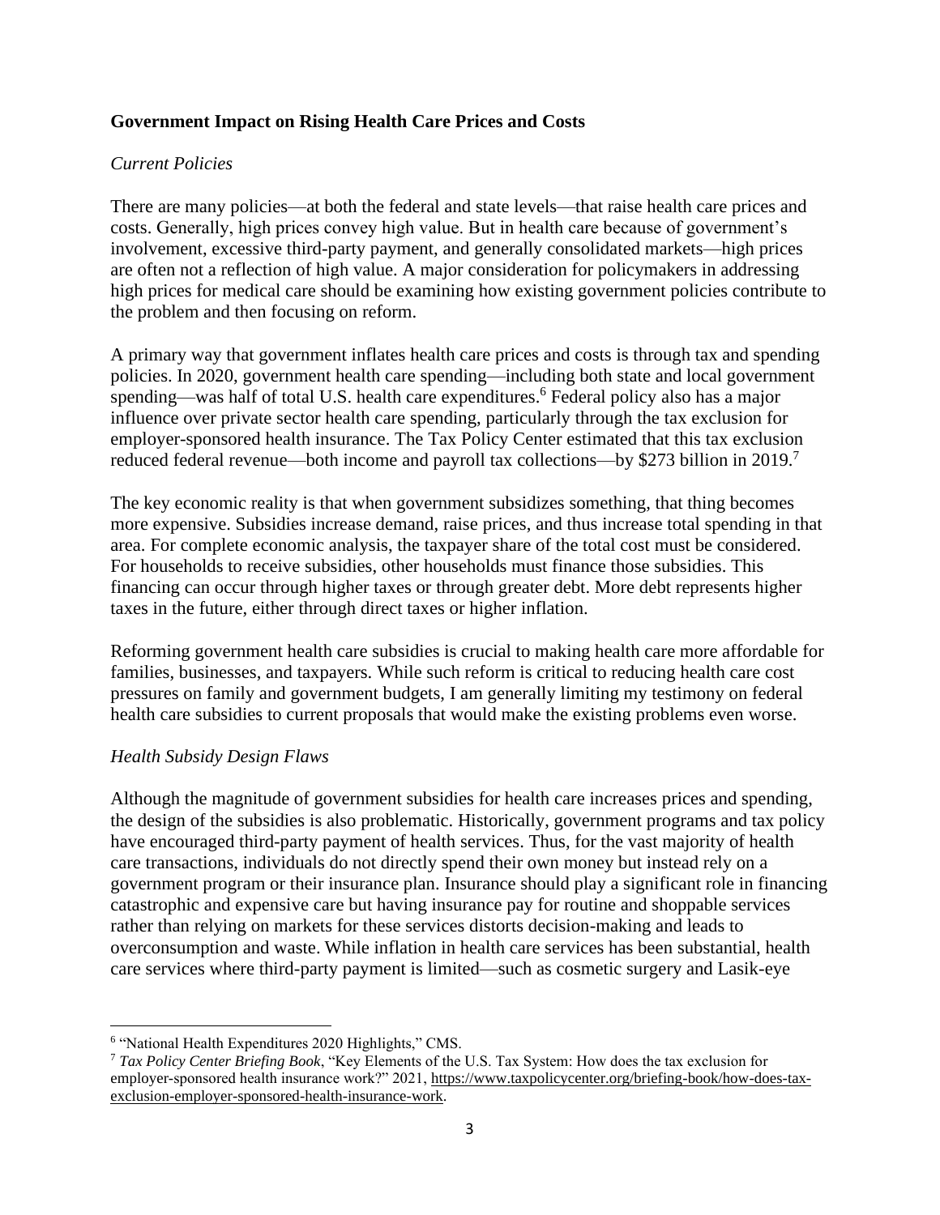**Government Impact on Rising Health Care Prices and Costs**

*Current Policies*

There are many policies—at both the federal and state levels—that raise health care prices and costs. Generally, high prices convey high value. But in health care because of government's involvement, excessive third-party payment, and generally consolidated markets—high prices are often not a reflection of high value. A major consideration for policymakers in addressing high prices for medical care should be examining how existing government policies contribute to the problem and then focusing on reform.

A primary way that government inflates health care prices and costs is through tax and spending policies. In 2020, government health care spending—including both state and local government spending—was half of total U.S. health care expenditures.[6] Federal policy also has a major influence over private sector health care spending, particularly through the tax exclusion for employer-sponsored health insurance. The Tax Policy Center estimated that this tax exclusion reduced federal revenue—both income and payroll tax collections—by $273 billion in 2019.[7]

The key economic reality is that when government subsidizes something, that thing becomes more expensive. Subsidies increase demand, raise prices, and thus increase total spending in that area. For complete economic analysis, the taxpayer share of the total cost must be considered. For households to receive subsidies, other households must finance those subsidies. This financing can occur through higher taxes or through greater debt. More debt represents higher taxes in the future, either through direct taxes or higher inflation.

Reforming government health care subsidies is crucial to making health care more affordable for families, businesses, and taxpayers. While such reform is critical to reducing health care cost pressures on family and government budgets, I am generally limiting my testimony on federal health care subsidies to current proposals that would make the existing problems even worse.

*Health Subsidy Design Flaws*

Although the magnitude of government subsidies for health care increases prices and spending, the design of the subsidies is also problematic. Historically, government programs and tax policy have encouraged third-party payment of health services. Thus, for the vast majority of health care transactions, individuals do not directly spend their own money but instead rely on a government program or their insurance plan. Insurance should play a significant role in financing catastrophic and expensive care but having insurance pay for routine and shoppable services rather than relying on markets for these services distorts decision-making and leads to overconsumption and waste. While inflation in health care services has been substantial, health care services where third-party payment is limited—such as cosmetic surgery and Lasik-eye

---

[6] "National Health Expenditures 2020 Highlights," CMS.

[7] *Tax Policy Center Briefing Book*, "Key Elements of the U.S. Tax System: How does the tax exclusion for employer-sponsored health insurance work?" 2021, https://www.taxpolicycenter.org/briefing-book/how-does-tax-exclusion-employer-sponsored-health-insurance-work.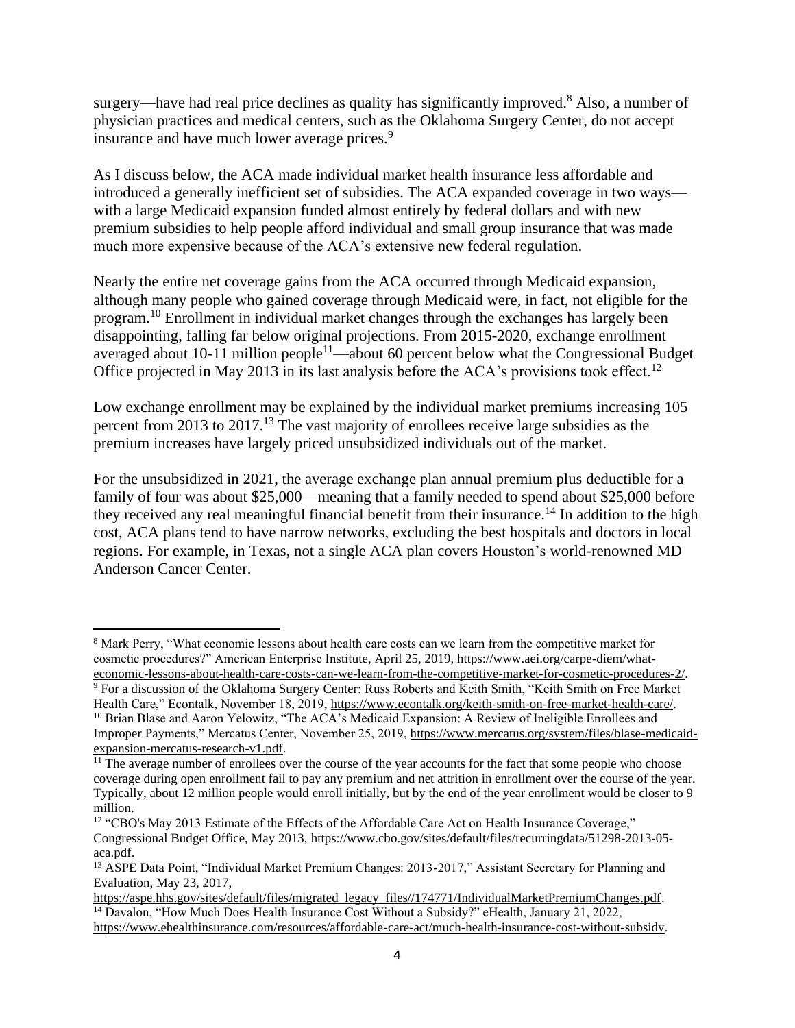surgery—have had real price declines as quality has significantly improved.[8] Also, a number of physician practices and medical centers, such as the Oklahoma Surgery Center, do not accept insurance and have much lower average prices.[9]

As I discuss below, the ACA made individual market health insurance less affordable and introduced a generally inefficient set of subsidies. The ACA expanded coverage in two ways—with a large Medicaid expansion funded almost entirely by federal dollars and with new premium subsidies to help people afford individual and small group insurance that was made much more expensive because of the ACA's extensive new federal regulation.

Nearly the entire net coverage gains from the ACA occurred through Medicaid expansion, although many people who gained coverage through Medicaid were, in fact, not eligible for the program.[10] Enrollment in individual market changes through the exchanges has largely been disappointing, falling far below original projections. From 2015-2020, exchange enrollment averaged about 10-11 million people[11]—about 60 percent below what the Congressional Budget Office projected in May 2013 in its last analysis before the ACA's provisions took effect.[12]

Low exchange enrollment may be explained by the individual market premiums increasing 105 percent from 2013 to 2017.[13] The vast majority of enrollees receive large subsidies as the premium increases have largely priced unsubsidized individuals out of the market.

For the unsubsidized in 2021, the average exchange plan annual premium plus deductible for a family of four was about $25,000—meaning that a family needed to spend about $25,000 before they received any real meaningful financial benefit from their insurance.[14] In addition to the high cost, ACA plans tend to have narrow networks, excluding the best hospitals and doctors in local regions. For example, in Texas, not a single ACA plan covers Houston's world-renowned MD Anderson Cancer Center.

---

[8] Mark Perry, "What economic lessons about health care costs can we learn from the competitive market for cosmetic procedures?" American Enterprise Institute, April 25, 2019, https://www.aei.org/carpe-diem/what-economic-lessons-about-health-care-costs-can-we-learn-from-the-competitive-market-for-cosmetic-procedures-2/.

[9] For a discussion of the Oklahoma Surgery Center: Russ Roberts and Keith Smith, "Keith Smith on Free Market Health Care," Econtalk, November 18, 2019, https://www.econtalk.org/keith-smith-on-free-market-health-care/.

[10] Brian Blase and Aaron Yelowitz, "The ACA's Medicaid Expansion: A Review of Ineligible Enrollees and Improper Payments," Mercatus Center, November 25, 2019, https://www.mercatus.org/system/files/blase-medicaid-expansion-mercatus-research-v1.pdf.

[11] The average number of enrollees over the course of the year accounts for the fact that some people who choose coverage during open enrollment fail to pay any premium and net attrition in enrollment over the course of the year. Typically, about 12 million people would enroll initially, but by the end of the year enrollment would be closer to 9 million.

[12] "CBO's May 2013 Estimate of the Effects of the Affordable Care Act on Health Insurance Coverage," Congressional Budget Office, May 2013, https://www.cbo.gov/sites/default/files/recurringdata/51298-2013-05-aca.pdf.

[13] ASPE Data Point, "Individual Market Premium Changes: 2013-2017," Assistant Secretary for Planning and Evaluation, May 23, 2017, https://aspe.hhs.gov/sites/default/files/migrated_legacy_files//174771/IndividualMarketPremiumChanges.pdf.

[14] Davalon, "How Much Does Health Insurance Cost Without a Subsidy?" eHealth, January 21, 2022, https://www.ehealthinsurance.com/resources/affordable-care-act/much-health-insurance-cost-without-subsidy.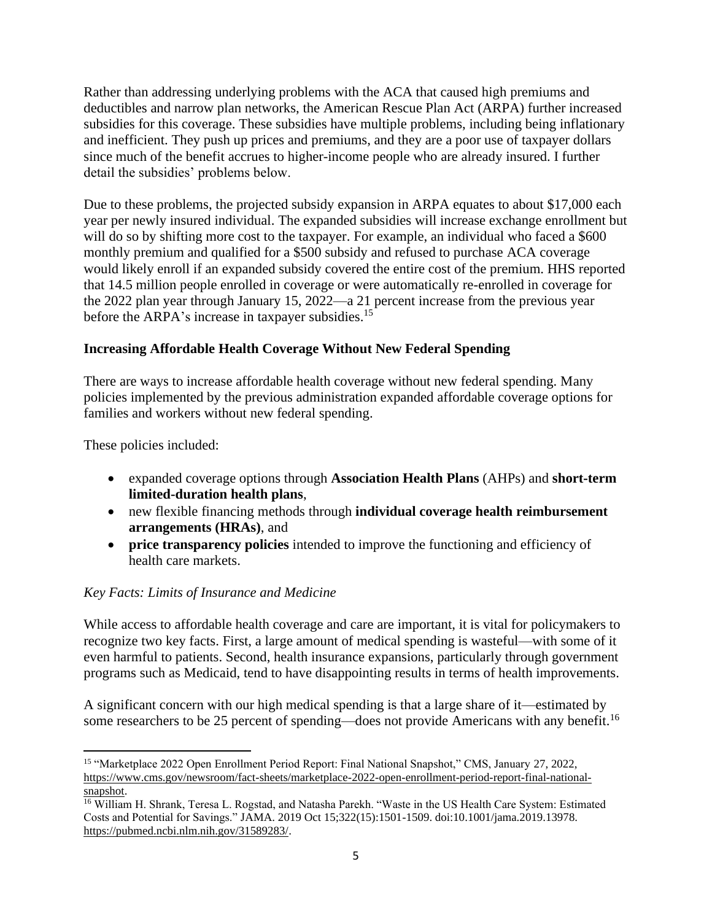Rather than addressing underlying problems with the ACA that caused high premiums and deductibles and narrow plan networks, the American Rescue Plan Act (ARPA) further increased subsidies for this coverage. These subsidies have multiple problems, including being inflationary and inefficient. They push up prices and premiums, and they are a poor use of taxpayer dollars since much of the benefit accrues to higher-income people who are already insured. I further detail the subsidies' problems below.

Due to these problems, the projected subsidy expansion in ARPA equates to about $17,000 each year per newly insured individual. The expanded subsidies will increase exchange enrollment but will do so by shifting more cost to the taxpayer. For example, an individual who faced a $600 monthly premium and qualified for a $500 subsidy and refused to purchase ACA coverage would likely enroll if an expanded subsidy covered the entire cost of the premium. HHS reported that 14.5 million people enrolled in coverage or were automatically re-enrolled in coverage for the 2022 plan year through January 15, 2022—a 21 percent increase from the previous year before the ARPA's increase in taxpayer subsidies.[15]

**Increasing Affordable Health Coverage Without New Federal Spending**

There are ways to increase affordable health coverage without new federal spending. Many policies implemented by the previous administration expanded affordable coverage options for families and workers without new federal spending.

These policies included:

- expanded coverage options through **Association Health Plans** (AHPs) and **short-term limited-duration health plans**,
- new flexible financing methods through **individual coverage health reimbursement arrangements (HRAs)**, and
- **price transparency policies** intended to improve the functioning and efficiency of health care markets.

*Key Facts: Limits of Insurance and Medicine*

While access to affordable health coverage and care are important, it is vital for policymakers to recognize two key facts. First, a large amount of medical spending is wasteful—with some of it even harmful to patients. Second, health insurance expansions, particularly through government programs such as Medicaid, tend to have disappointing results in terms of health improvements.

A significant concern with our high medical spending is that a large share of it—estimated by some researchers to be 25 percent of spending—does not provide Americans with any benefit.[16]

---

[15] "Marketplace 2022 Open Enrollment Period Report: Final National Snapshot," CMS, January 27, 2022, https://www.cms.gov/newsroom/fact-sheets/marketplace-2022-open-enrollment-period-report-final-national-snapshot.

[16] William H. Shrank, Teresa L. Rogstad, and Natasha Parekh. "Waste in the US Health Care System: Estimated Costs and Potential for Savings." JAMA. 2019 Oct 15;322(15):1501-1509. doi:10.1001/jama.2019.13978. https://pubmed.ncbi.nlm.nih.gov/31589283/.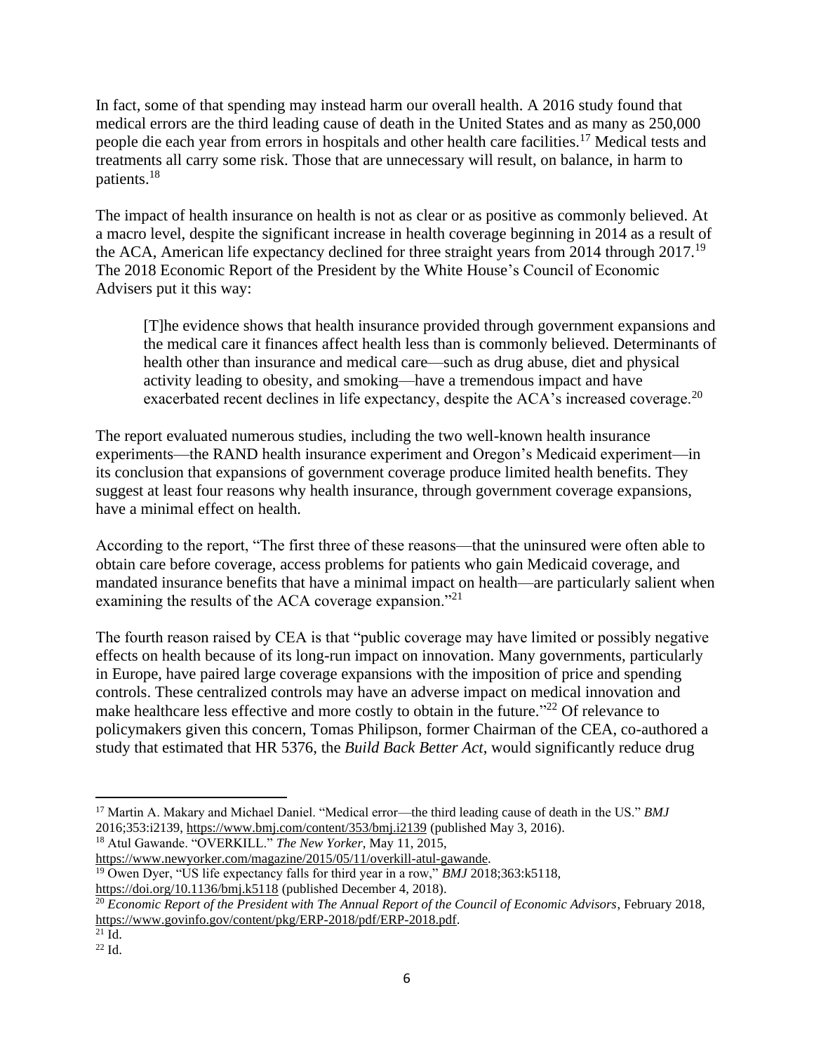In fact, some of that spending may instead harm our overall health. A 2016 study found that medical errors are the third leading cause of death in the United States and as many as 250,000 people die each year from errors in hospitals and other health care facilities.[17] Medical tests and treatments all carry some risk. Those that are unnecessary will result, on balance, in harm to patients.[18]

The impact of health insurance on health is not as clear or as positive as commonly believed. At a macro level, despite the significant increase in health coverage beginning in 2014 as a result of the ACA, American life expectancy declined for three straight years from 2014 through 2017.[19] The 2018 Economic Report of the President by the White House's Council of Economic Advisers put it this way:

> [T]he evidence shows that health insurance provided through government expansions and the medical care it finances affect health less than is commonly believed. Determinants of health other than insurance and medical care—such as drug abuse, diet and physical activity leading to obesity, and smoking—have a tremendous impact and have exacerbated recent declines in life expectancy, despite the ACA's increased coverage.[20]

The report evaluated numerous studies, including the two well-known health insurance experiments—the RAND health insurance experiment and Oregon's Medicaid experiment—in its conclusion that expansions of government coverage produce limited health benefits. They suggest at least four reasons why health insurance, through government coverage expansions, have a minimal effect on health.

According to the report, "The first three of these reasons—that the uninsured were often able to obtain care before coverage, access problems for patients who gain Medicaid coverage, and mandated insurance benefits that have a minimal impact on health—are particularly salient when examining the results of the ACA coverage expansion."[21]

The fourth reason raised by CEA is that "public coverage may have limited or possibly negative effects on health because of its long-run impact on innovation. Many governments, particularly in Europe, have paired large coverage expansions with the imposition of price and spending controls. These centralized controls may have an adverse impact on medical innovation and make healthcare less effective and more costly to obtain in the future."[22] Of relevance to policymakers given this concern, Tomas Philipson, former Chairman of the CEA, co-authored a study that estimated that HR 5376, the *Build Back Better Act*, would significantly reduce drug

---

[17] Martin A. Makary and Michael Daniel. "Medical error—the third leading cause of death in the US." *BMJ* 2016;353:i2139, https://www.bmj.com/content/353/bmj.i2139 (published May 3, 2016).

[18] Atul Gawande. "OVERKILL." *The New Yorker*, May 11, 2015, https://www.newyorker.com/magazine/2015/05/11/overkill-atul-gawande.

[19] Owen Dyer, "US life expectancy falls for third year in a row," *BMJ* 2018;363:k5118, https://doi.org/10.1136/bmj.k5118 (published December 4, 2018).

[20] *Economic Report of the President with The Annual Report of the Council of Economic Advisors*, February 2018, https://www.govinfo.gov/content/pkg/ERP-2018/pdf/ERP-2018.pdf.

[21] Id.

[22] Id.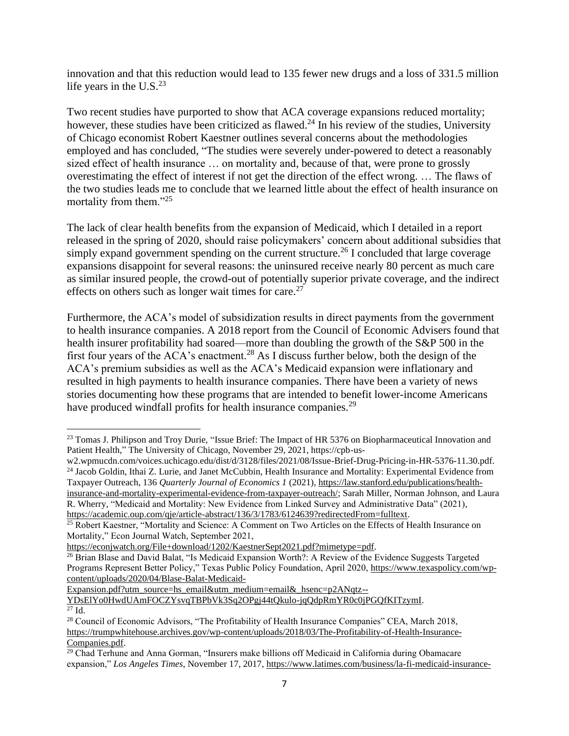innovation and that this reduction would lead to 135 fewer new drugs and a loss of 331.5 million life years in the U.S.[23]

Two recent studies have purported to show that ACA coverage expansions reduced mortality; however, these studies have been criticized as flawed.[24] In his review of the studies, University of Chicago economist Robert Kaestner outlines several concerns about the methodologies employed and has concluded, "The studies were severely under-powered to detect a reasonably sized effect of health insurance … on mortality and, because of that, were prone to grossly overestimating the effect of interest if not get the direction of the effect wrong. … The flaws of the two studies leads me to conclude that we learned little about the effect of health insurance on mortality from them."[25]

The lack of clear health benefits from the expansion of Medicaid, which I detailed in a report released in the spring of 2020, should raise policymakers' concern about additional subsidies that simply expand government spending on the current structure.[26] I concluded that large coverage expansions disappoint for several reasons: the uninsured receive nearly 80 percent as much care as similar insured people, the crowd-out of potentially superior private coverage, and the indirect effects on others such as longer wait times for care.[27]

Furthermore, the ACA's model of subsidization results in direct payments from the government to health insurance companies. A 2018 report from the Council of Economic Advisers found that health insurer profitability had soared—more than doubling the growth of the S&P 500 in the first four years of the ACA's enactment.[28] As I discuss further below, both the design of the ACA's premium subsidies as well as the ACA's Medicaid expansion were inflationary and resulted in high payments to health insurance companies. There have been a variety of news stories documenting how these programs that are intended to benefit lower-income Americans have produced windfall profits for health insurance companies.[29]

---

[23] Tomas J. Philipson and Troy Durie, "Issue Brief: The Impact of HR 5376 on Biopharmaceutical Innovation and Patient Health," The University of Chicago, November 29, 2021, https://cpb-us-w2.wpmucdn.com/voices.uchicago.edu/dist/d/3128/files/2021/08/Issue-Brief-Drug-Pricing-in-HR-5376-11.30.pdf.

[24] Jacob Goldin, Ithai Z. Lurie, and Janet McCubbin, Health Insurance and Mortality: Experimental Evidence from Taxpayer Outreach, 136 *Quarterly Journal of Economics 1* (2021), https://law.stanford.edu/publications/health-insurance-and-mortality-experimental-evidence-from-taxpayer-outreach/; Sarah Miller, Norman Johnson, and Laura R. Wherry, "Medicaid and Mortality: New Evidence from Linked Survey and Administrative Data" (2021), https://academic.oup.com/qje/article-abstract/136/3/1783/6124639?redirectedFrom=fulltext.

[25] Robert Kaestner, "Mortality and Science: A Comment on Two Articles on the Effects of Health Insurance on Mortality," Econ Journal Watch, September 2021, https://econjwatch.org/File+download/1202/KaestnerSept2021.pdf?mimetype=pdf.

[26] Brian Blase and David Balat, "Is Medicaid Expansion Worth?: A Review of the Evidence Suggests Targeted Programs Represent Better Policy," Texas Public Policy Foundation, April 2020, https://www.texaspolicy.com/wp-content/uploads/2020/04/Blase-Balat-Medicaid-Expansion.pdf?utm_source=hs_email&utm_medium=email&_hsenc=p2ANqtz--YDsElYo0HwdUAmFOCZYsvqTBPbVk3Sq2OPgj44tQkulo-jqQdpRmYR0c0jPGQfKITzymI.

[27] Id.

[28] Council of Economic Advisors, "The Profitability of Health Insurance Companies" CEA, March 2018, https://trumpwhitehouse.archives.gov/wp-content/uploads/2018/03/The-Profitability-of-Health-Insurance-Companies.pdf.

[29] Chad Terhune and Anna Gorman, "Insurers make billions off Medicaid in California during Obamacare expansion," *Los Angeles Times*, November 17, 2017, https://www.latimes.com/business/la-fi-medicaid-insurance-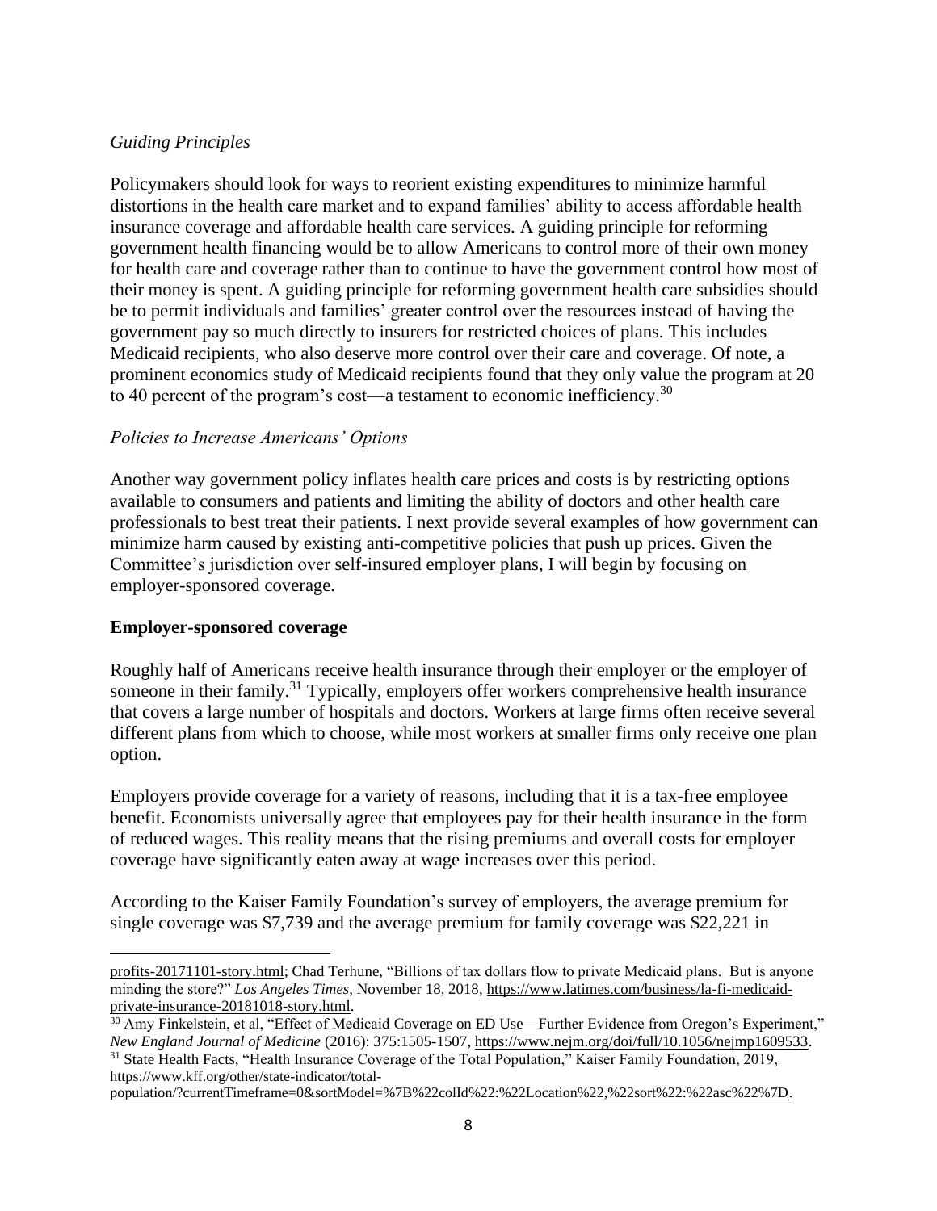*Guiding Principles*

Policymakers should look for ways to reorient existing expenditures to minimize harmful distortions in the health care market and to expand families' ability to access affordable health insurance coverage and affordable health care services. A guiding principle for reforming government health financing would be to allow Americans to control more of their own money for health care and coverage rather than to continue to have the government control how most of their money is spent. A guiding principle for reforming government health care subsidies should be to permit individuals and families' greater control over the resources instead of having the government pay so much directly to insurers for restricted choices of plans. This includes Medicaid recipients, who also deserve more control over their care and coverage. Of note, a prominent economics study of Medicaid recipients found that they only value the program at 20 to 40 percent of the program's cost—a testament to economic inefficiency.[30]

*Policies to Increase Americans' Options*

Another way government policy inflates health care prices and costs is by restricting options available to consumers and patients and limiting the ability of doctors and other health care professionals to best treat their patients. I next provide several examples of how government can minimize harm caused by existing anti-competitive policies that push up prices. Given the Committee's jurisdiction over self-insured employer plans, I will begin by focusing on employer-sponsored coverage.

**Employer-sponsored coverage**

Roughly half of Americans receive health insurance through their employer or the employer of someone in their family.[31] Typically, employers offer workers comprehensive health insurance that covers a large number of hospitals and doctors. Workers at large firms often receive several different plans from which to choose, while most workers at smaller firms only receive one plan option.

Employers provide coverage for a variety of reasons, including that it is a tax-free employee benefit. Economists universally agree that employees pay for their health insurance in the form of reduced wages. This reality means that the rising premiums and overall costs for employer coverage have significantly eaten away at wage increases over this period.

According to the Kaiser Family Foundation's survey of employers, the average premium for single coverage was $7,739 and the average premium for family coverage was $22,221 in

---

profits-20171101-story.html; Chad Terhune, "Billions of tax dollars flow to private Medicaid plans. But is anyone minding the store?" *Los Angeles Times*, November 18, 2018, https://www.latimes.com/business/la-fi-medicaid-private-insurance-20181018-story.html.

[30] Amy Finkelstein, et al, "Effect of Medicaid Coverage on ED Use—Further Evidence from Oregon's Experiment," *New England Journal of Medicine* (2016): 375:1505-1507, https://www.nejm.org/doi/full/10.1056/nejmp1609533.

[31] State Health Facts, "Health Insurance Coverage of the Total Population," Kaiser Family Foundation, 2019, https://www.kff.org/other/state-indicator/total-population/?currentTimeframe=0&sortModel=%7B%22colId%22:%22Location%22,%22sort%22:%22asc%22%7D.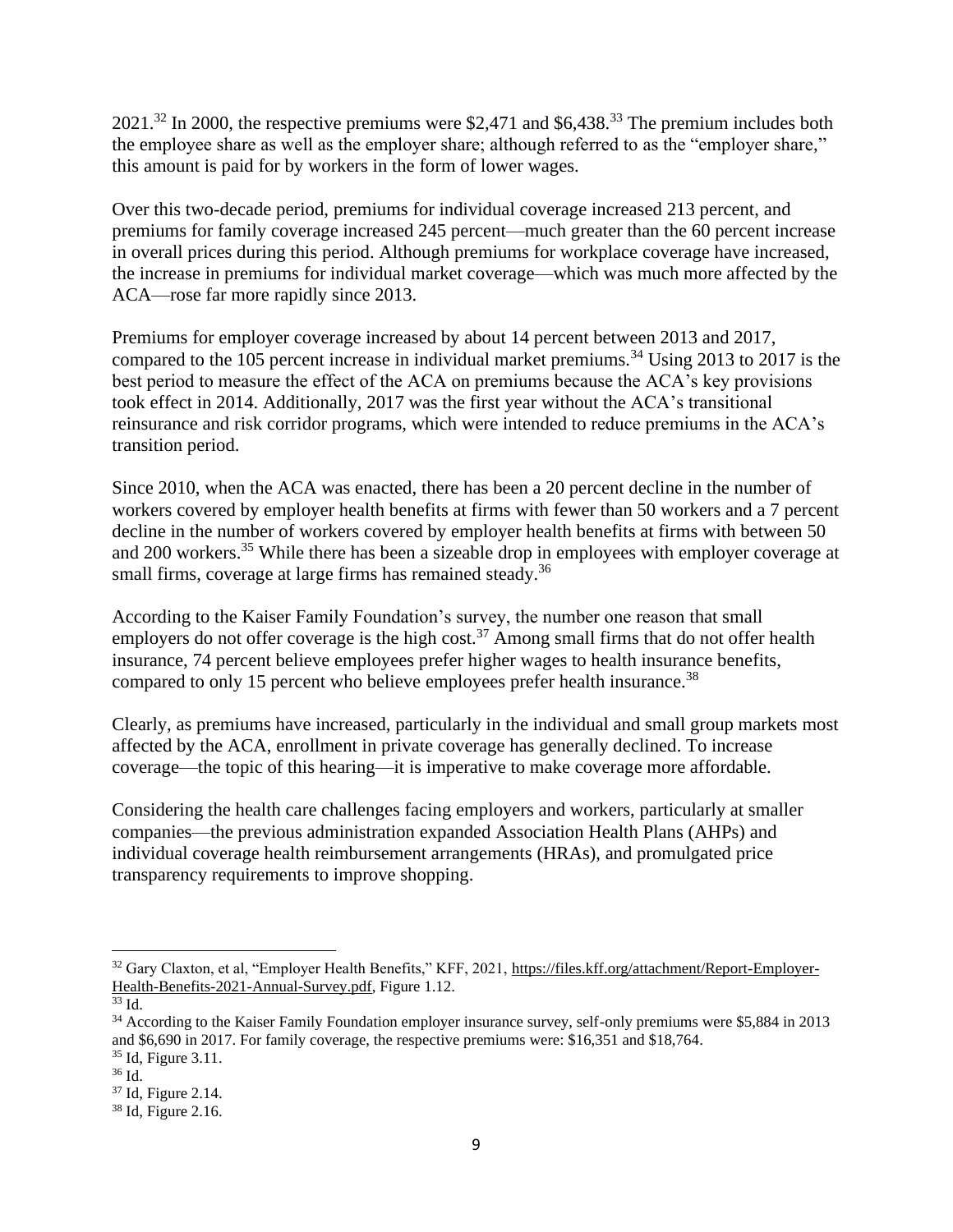2021.[32] In 2000, the respective premiums were $2,471 and $6,438.[33] The premium includes both the employee share as well as the employer share; although referred to as the "employer share," this amount is paid for by workers in the form of lower wages.

Over this two-decade period, premiums for individual coverage increased 213 percent, and premiums for family coverage increased 245 percent—much greater than the 60 percent increase in overall prices during this period. Although premiums for workplace coverage have increased, the increase in premiums for individual market coverage—which was much more affected by the ACA—rose far more rapidly since 2013.

Premiums for employer coverage increased by about 14 percent between 2013 and 2017, compared to the 105 percent increase in individual market premiums.[34] Using 2013 to 2017 is the best period to measure the effect of the ACA on premiums because the ACA's key provisions took effect in 2014. Additionally, 2017 was the first year without the ACA's transitional reinsurance and risk corridor programs, which were intended to reduce premiums in the ACA's transition period.

Since 2010, when the ACA was enacted, there has been a 20 percent decline in the number of workers covered by employer health benefits at firms with fewer than 50 workers and a 7 percent decline in the number of workers covered by employer health benefits at firms with between 50 and 200 workers.[35] While there has been a sizeable drop in employees with employer coverage at small firms, coverage at large firms has remained steady.[36]

According to the Kaiser Family Foundation's survey, the number one reason that small employers do not offer coverage is the high cost.[37] Among small firms that do not offer health insurance, 74 percent believe employees prefer higher wages to health insurance benefits, compared to only 15 percent who believe employees prefer health insurance.[38]

Clearly, as premiums have increased, particularly in the individual and small group markets most affected by the ACA, enrollment in private coverage has generally declined. To increase coverage—the topic of this hearing—it is imperative to make coverage more affordable.

Considering the health care challenges facing employers and workers, particularly at smaller companies—the previous administration expanded Association Health Plans (AHPs) and individual coverage health reimbursement arrangements (HRAs), and promulgated price transparency requirements to improve shopping.

---

[32] Gary Claxton, et al, "Employer Health Benefits," KFF, 2021, https://files.kff.org/attachment/Report-Employer-Health-Benefits-2021-Annual-Survey.pdf, Figure 1.12.

[33] Id.

[34] According to the Kaiser Family Foundation employer insurance survey, self-only premiums were $5,884 in 2013 and $6,690 in 2017. For family coverage, the respective premiums were: $16,351 and $18,764.

[35] Id, Figure 3.11.

[36] Id.

[37] Id, Figure 2.14.

[38] Id, Figure 2.16.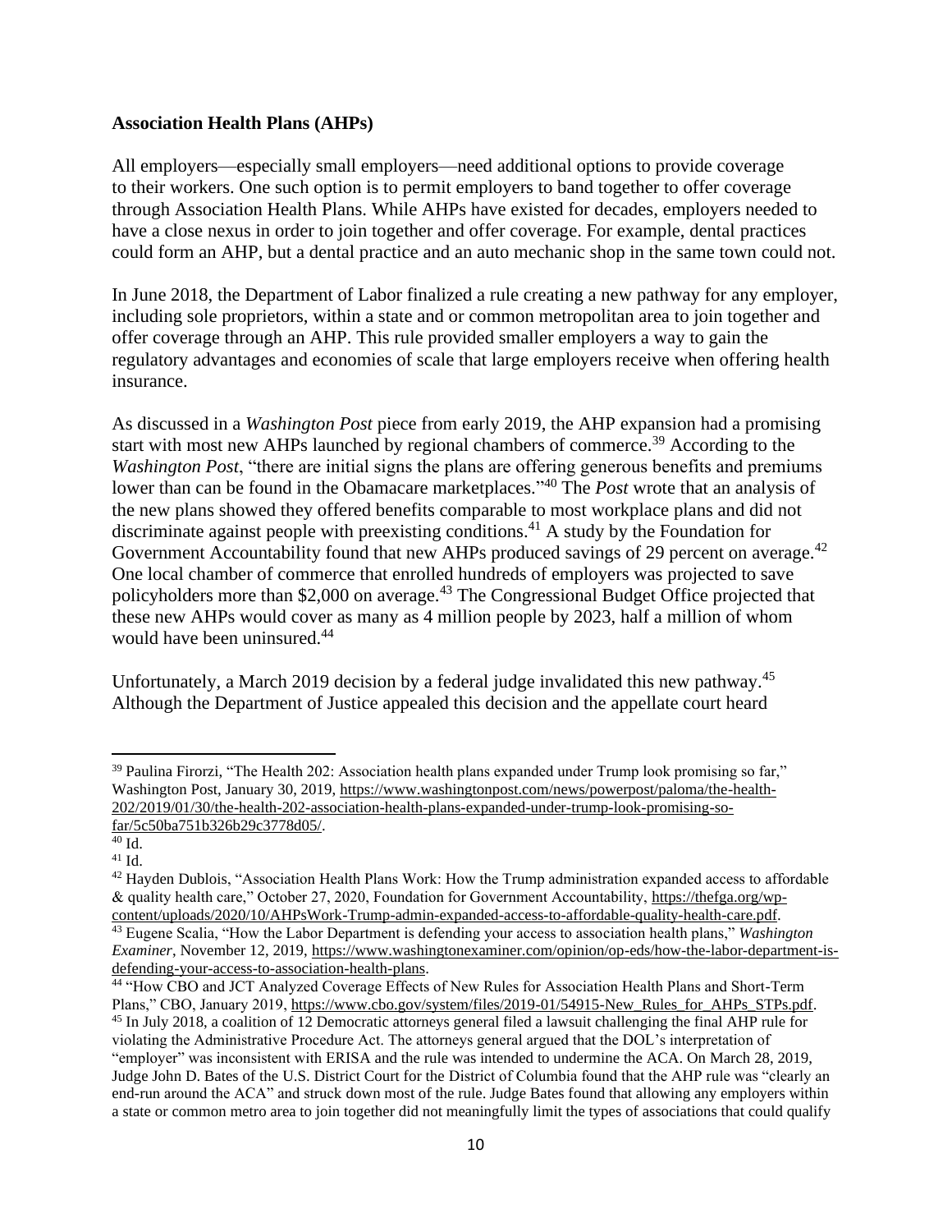**Association Health Plans (AHPs)**

All employers—especially small employers—need additional options to provide coverage to their workers. One such option is to permit employers to band together to offer coverage through Association Health Plans. While AHPs have existed for decades, employers needed to have a close nexus in order to join together and offer coverage. For example, dental practices could form an AHP, but a dental practice and an auto mechanic shop in the same town could not.

In June 2018, the Department of Labor finalized a rule creating a new pathway for any employer, including sole proprietors, within a state and or common metropolitan area to join together and offer coverage through an AHP. This rule provided smaller employers a way to gain the regulatory advantages and economies of scale that large employers receive when offering health insurance.

As discussed in a *Washington Post* piece from early 2019, the AHP expansion had a promising start with most new AHPs launched by regional chambers of commerce.[39] According to the *Washington Post*, "there are initial signs the plans are offering generous benefits and premiums lower than can be found in the Obamacare marketplaces."[40] The *Post* wrote that an analysis of the new plans showed they offered benefits comparable to most workplace plans and did not discriminate against people with preexisting conditions.[41] A study by the Foundation for Government Accountability found that new AHPs produced savings of 29 percent on average.[42] One local chamber of commerce that enrolled hundreds of employers was projected to save policyholders more than $2,000 on average.[43] The Congressional Budget Office projected that these new AHPs would cover as many as 4 million people by 2023, half a million of whom would have been uninsured.[44]

Unfortunately, a March 2019 decision by a federal judge invalidated this new pathway.[45] Although the Department of Justice appealed this decision and the appellate court heard

---

[39] Paulina Firorzi, "The Health 202: Association health plans expanded under Trump look promising so far," Washington Post, January 30, 2019, https://www.washingtonpost.com/news/powerpost/paloma/the-health-202/2019/01/30/the-health-202-association-health-plans-expanded-under-trump-look-promising-so-far/5c50ba751b326b29c3778d05/.

[40] Id.

[41] Id.

[42] Hayden Dublois, "Association Health Plans Work: How the Trump administration expanded access to affordable & quality health care," October 27, 2020, Foundation for Government Accountability, https://thefga.org/wp-content/uploads/2020/10/AHPsWork-Trump-admin-expanded-access-to-affordable-quality-health-care.pdf.

[43] Eugene Scalia, "How the Labor Department is defending your access to association health plans," *Washington Examiner*, November 12, 2019, https://www.washingtonexaminer.com/opinion/op-eds/how-the-labor-department-is-defending-your-access-to-association-health-plans.

[44] "How CBO and JCT Analyzed Coverage Effects of New Rules for Association Health Plans and Short-Term Plans," CBO, January 2019, https://www.cbo.gov/system/files/2019-01/54915-New_Rules_for_AHPs_STPs.pdf.

[45] In July 2018, a coalition of 12 Democratic attorneys general filed a lawsuit challenging the final AHP rule for violating the Administrative Procedure Act. The attorneys general argued that the DOL's interpretation of "employer" was inconsistent with ERISA and the rule was intended to undermine the ACA. On March 28, 2019, Judge John D. Bates of the U.S. District Court for the District of Columbia found that the AHP rule was "clearly an end-run around the ACA" and struck down most of the rule. Judge Bates found that allowing any employers within a state or common metro area to join together did not meaningfully limit the types of associations that could qualify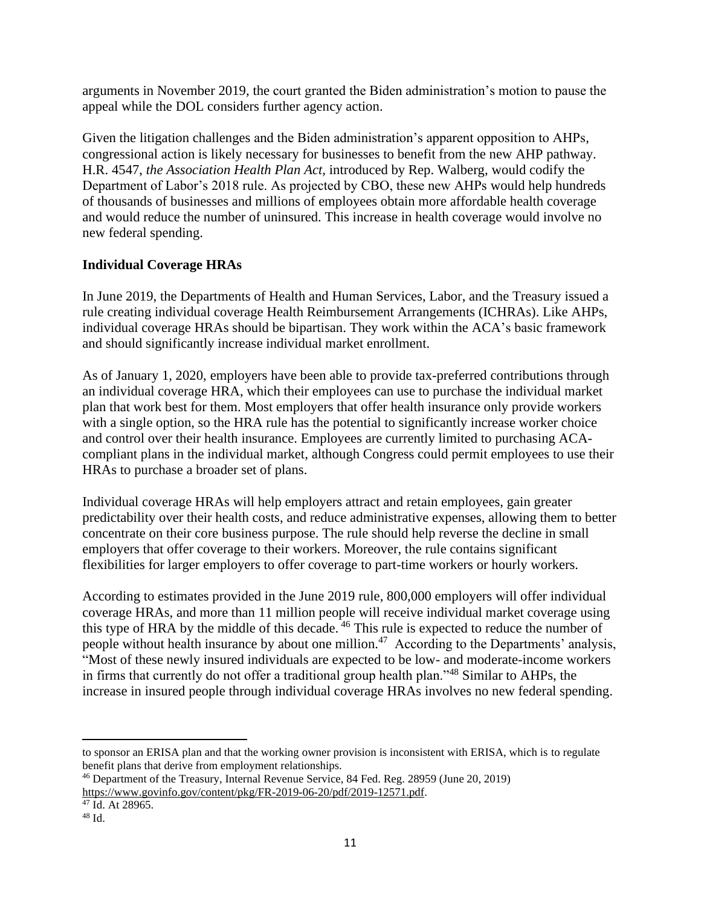arguments in November 2019, the court granted the Biden administration's motion to pause the appeal while the DOL considers further agency action.

Given the litigation challenges and the Biden administration's apparent opposition to AHPs, congressional action is likely necessary for businesses to benefit from the new AHP pathway. H.R. 4547, *the Association Health Plan Act,* introduced by Rep. Walberg, would codify the Department of Labor's 2018 rule. As projected by CBO, these new AHPs would help hundreds of thousands of businesses and millions of employees obtain more affordable health coverage and would reduce the number of uninsured. This increase in health coverage would involve no new federal spending.

**Individual Coverage HRAs**

In June 2019, the Departments of Health and Human Services, Labor, and the Treasury issued a rule creating individual coverage Health Reimbursement Arrangements (ICHRAs). Like AHPs, individual coverage HRAs should be bipartisan. They work within the ACA's basic framework and should significantly increase individual market enrollment.

As of January 1, 2020, employers have been able to provide tax-preferred contributions through an individual coverage HRA, which their employees can use to purchase the individual market plan that work best for them. Most employers that offer health insurance only provide workers with a single option, so the HRA rule has the potential to significantly increase worker choice and control over their health insurance. Employees are currently limited to purchasing ACA-compliant plans in the individual market, although Congress could permit employees to use their HRAs to purchase a broader set of plans.

Individual coverage HRAs will help employers attract and retain employees, gain greater predictability over their health costs, and reduce administrative expenses, allowing them to better concentrate on their core business purpose. The rule should help reverse the decline in small employers that offer coverage to their workers. Moreover, the rule contains significant flexibilities for larger employers to offer coverage to part-time workers or hourly workers.

According to estimates provided in the June 2019 rule, 800,000 employers will offer individual coverage HRAs, and more than 11 million people will receive individual market coverage using this type of HRA by the middle of this decade. [46] This rule is expected to reduce the number of people without health insurance by about one million.[47] According to the Departments' analysis, "Most of these newly insured individuals are expected to be low- and moderate-income workers in firms that currently do not offer a traditional group health plan."[48] Similar to AHPs, the increase in insured people through individual coverage HRAs involves no new federal spending.

---

to sponsor an ERISA plan and that the working owner provision is inconsistent with ERISA, which is to regulate benefit plans that derive from employment relationships.

[46] Department of the Treasury, Internal Revenue Service, 84 Fed. Reg. 28959 (June 20, 2019) https://www.govinfo.gov/content/pkg/FR-2019-06-20/pdf/2019-12571.pdf.

[47] Id. At 28965.

[48] Id.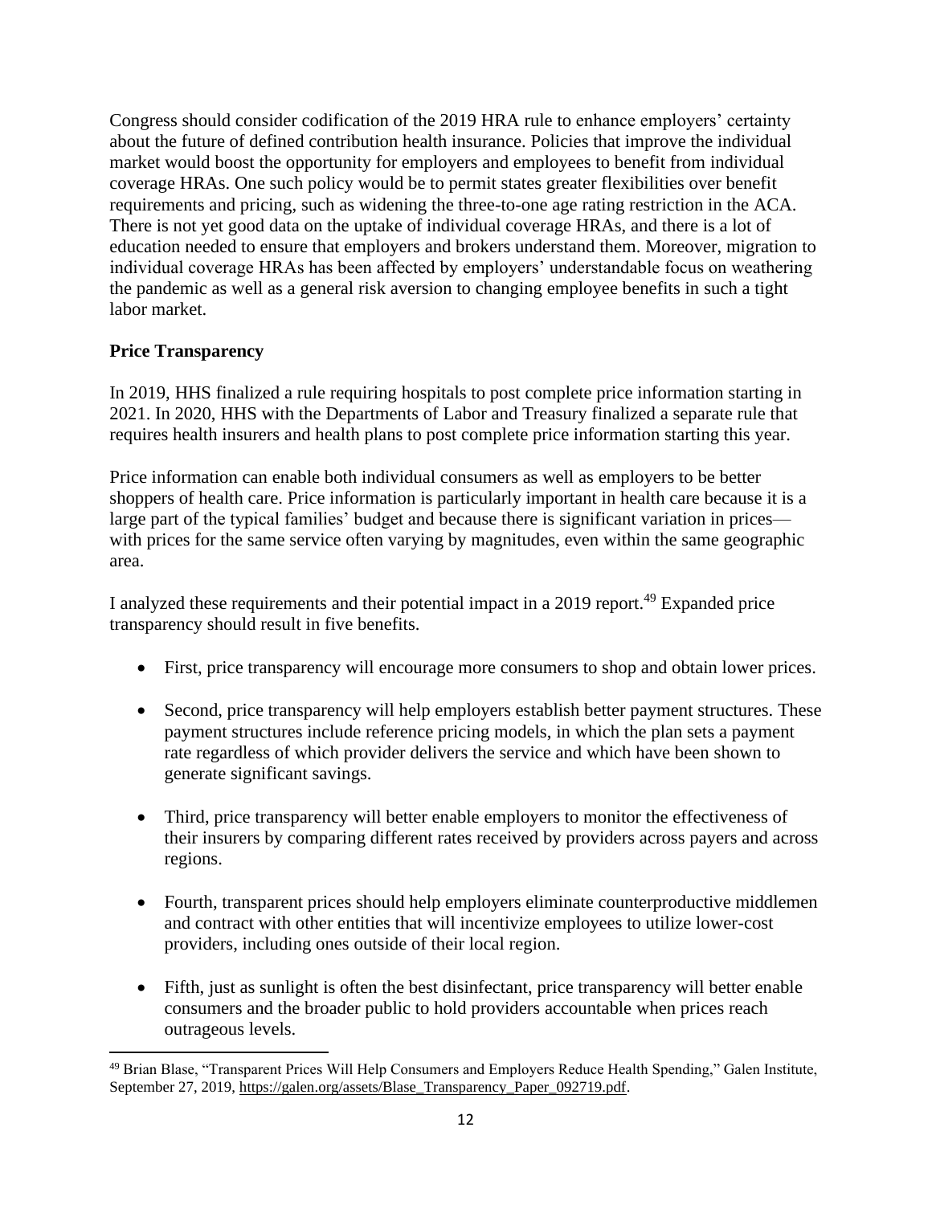Congress should consider codification of the 2019 HRA rule to enhance employers' certainty about the future of defined contribution health insurance. Policies that improve the individual market would boost the opportunity for employers and employees to benefit from individual coverage HRAs. One such policy would be to permit states greater flexibilities over benefit requirements and pricing, such as widening the three-to-one age rating restriction in the ACA. There is not yet good data on the uptake of individual coverage HRAs, and there is a lot of education needed to ensure that employers and brokers understand them. Moreover, migration to individual coverage HRAs has been affected by employers' understandable focus on weathering the pandemic as well as a general risk aversion to changing employee benefits in such a tight labor market.

**Price Transparency**

In 2019, HHS finalized a rule requiring hospitals to post complete price information starting in 2021. In 2020, HHS with the Departments of Labor and Treasury finalized a separate rule that requires health insurers and health plans to post complete price information starting this year.

Price information can enable both individual consumers as well as employers to be better shoppers of health care. Price information is particularly important in health care because it is a large part of the typical families' budget and because there is significant variation in prices—with prices for the same service often varying by magnitudes, even within the same geographic area.

I analyzed these requirements and their potential impact in a 2019 report.[49] Expanded price transparency should result in five benefits.

- First, price transparency will encourage more consumers to shop and obtain lower prices.
- Second, price transparency will help employers establish better payment structures. These payment structures include reference pricing models, in which the plan sets a payment rate regardless of which provider delivers the service and which have been shown to generate significant savings.
- Third, price transparency will better enable employers to monitor the effectiveness of their insurers by comparing different rates received by providers across payers and across regions.
- Fourth, transparent prices should help employers eliminate counterproductive middlemen and contract with other entities that will incentivize employees to utilize lower-cost providers, including ones outside of their local region.
- Fifth, just as sunlight is often the best disinfectant, price transparency will better enable consumers and the broader public to hold providers accountable when prices reach outrageous levels.

[49] Brian Blase, "Transparent Prices Will Help Consumers and Employers Reduce Health Spending," Galen Institute, September 27, 2019, https://galen.org/assets/Blase_Transparency_Paper_092719.pdf.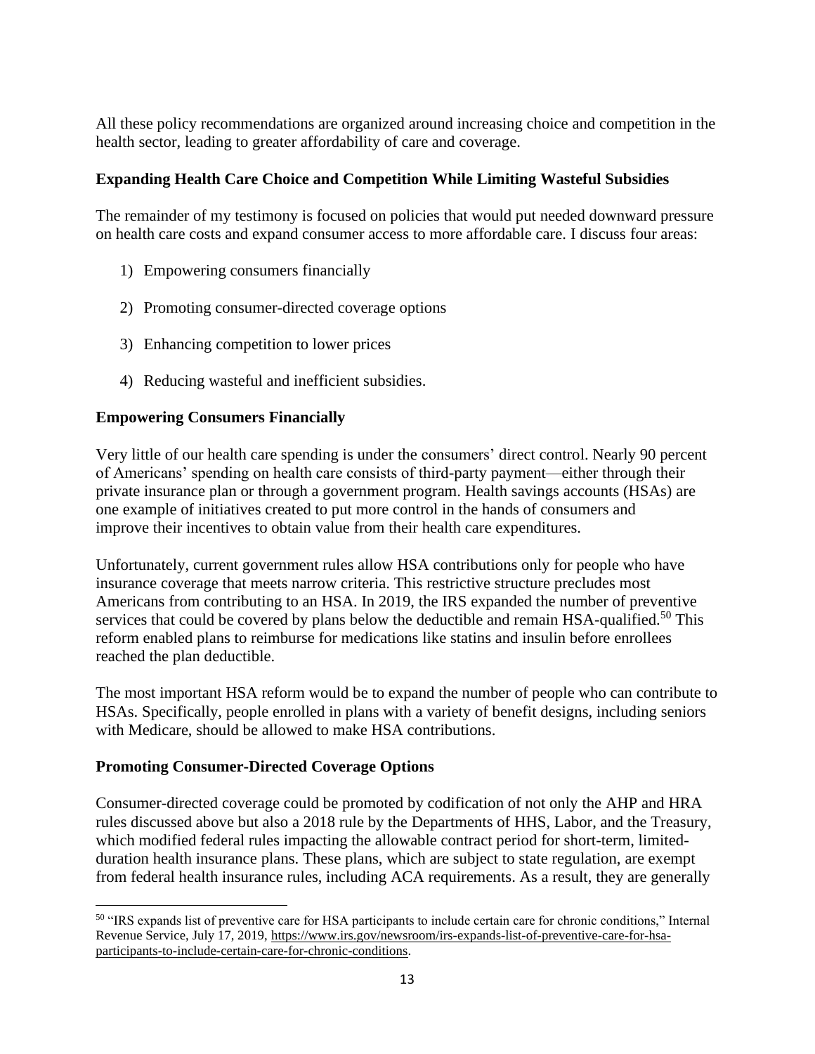All these policy recommendations are organized around increasing choice and competition in the health sector, leading to greater affordability of care and coverage.

### Expanding Health Care Choice and Competition While Limiting Wasteful Subsidies

The remainder of my testimony is focused on policies that would put needed downward pressure on health care costs and expand consumer access to more affordable care. I discuss four areas:

1) Empowering consumers financially
2) Promoting consumer-directed coverage options
3) Enhancing competition to lower prices
4) Reducing wasteful and inefficient subsidies.

### Empowering Consumers Financially

Very little of our health care spending is under the consumers' direct control. Nearly 90 percent of Americans' spending on health care consists of third-party payment—either through their private insurance plan or through a government program. Health savings accounts (HSAs) are one example of initiatives created to put more control in the hands of consumers and improve their incentives to obtain value from their health care expenditures.

Unfortunately, current government rules allow HSA contributions only for people who have insurance coverage that meets narrow criteria. This restrictive structure precludes most Americans from contributing to an HSA. In 2019, the IRS expanded the number of preventive services that could be covered by plans below the deductible and remain HSA-qualified.[50] This reform enabled plans to reimburse for medications like statins and insulin before enrollees reached the plan deductible.

The most important HSA reform would be to expand the number of people who can contribute to HSAs. Specifically, people enrolled in plans with a variety of benefit designs, including seniors with Medicare, should be allowed to make HSA contributions.

### Promoting Consumer-Directed Coverage Options

Consumer-directed coverage could be promoted by codification of not only the AHP and HRA rules discussed above but also a 2018 rule by the Departments of HHS, Labor, and the Treasury, which modified federal rules impacting the allowable contract period for short-term, limited-duration health insurance plans. These plans, which are subject to state regulation, are exempt from federal health insurance rules, including ACA requirements. As a result, they are generally

---

[50] "IRS expands list of preventive care for HSA participants to include certain care for chronic conditions," Internal Revenue Service, July 17, 2019, https://www.irs.gov/newsroom/irs-expands-list-of-preventive-care-for-hsa-participants-to-include-certain-care-for-chronic-conditions.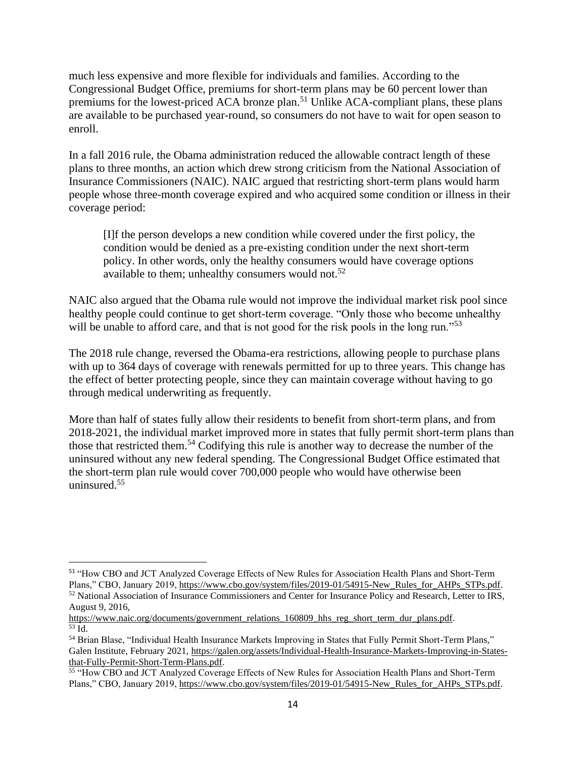much less expensive and more flexible for individuals and families. According to the Congressional Budget Office, premiums for short-term plans may be 60 percent lower than premiums for the lowest-priced ACA bronze plan.[51] Unlike ACA-compliant plans, these plans are available to be purchased year-round, so consumers do not have to wait for open season to enroll.

In a fall 2016 rule, the Obama administration reduced the allowable contract length of these plans to three months, an action which drew strong criticism from the National Association of Insurance Commissioners (NAIC). NAIC argued that restricting short-term plans would harm people whose three-month coverage expired and who acquired some condition or illness in their coverage period:

> [I]f the person develops a new condition while covered under the first policy, the condition would be denied as a pre-existing condition under the next short-term policy. In other words, only the healthy consumers would have coverage options available to them; unhealthy consumers would not.[52]

NAIC also argued that the Obama rule would not improve the individual market risk pool since healthy people could continue to get short-term coverage. "Only those who become unhealthy will be unable to afford care, and that is not good for the risk pools in the long run."[53]

The 2018 rule change, reversed the Obama-era restrictions, allowing people to purchase plans with up to 364 days of coverage with renewals permitted for up to three years. This change has the effect of better protecting people, since they can maintain coverage without having to go through medical underwriting as frequently.

More than half of states fully allow their residents to benefit from short-term plans, and from 2018-2021, the individual market improved more in states that fully permit short-term plans than those that restricted them.[54] Codifying this rule is another way to decrease the number of the uninsured without any new federal spending. The Congressional Budget Office estimated that the short-term plan rule would cover 700,000 people who would have otherwise been uninsured.[55]

---

[51] "How CBO and JCT Analyzed Coverage Effects of New Rules for Association Health Plans and Short-Term Plans," CBO, January 2019, https://www.cbo.gov/system/files/2019-01/54915-New_Rules_for_AHPs_STPs.pdf.

[52] National Association of Insurance Commissioners and Center for Insurance Policy and Research, Letter to IRS, August 9, 2016, https://www.naic.org/documents/government_relations_160809_hhs_reg_short_term_dur_plans.pdf.

[53] Id.

[54] Brian Blase, "Individual Health Insurance Markets Improving in States that Fully Permit Short-Term Plans," Galen Institute, February 2021, https://galen.org/assets/Individual-Health-Insurance-Markets-Improving-in-States-that-Fully-Permit-Short-Term-Plans.pdf.

[55] "How CBO and JCT Analyzed Coverage Effects of New Rules for Association Health Plans and Short-Term Plans," CBO, January 2019, https://www.cbo.gov/system/files/2019-01/54915-New_Rules_for_AHPs_STPs.pdf.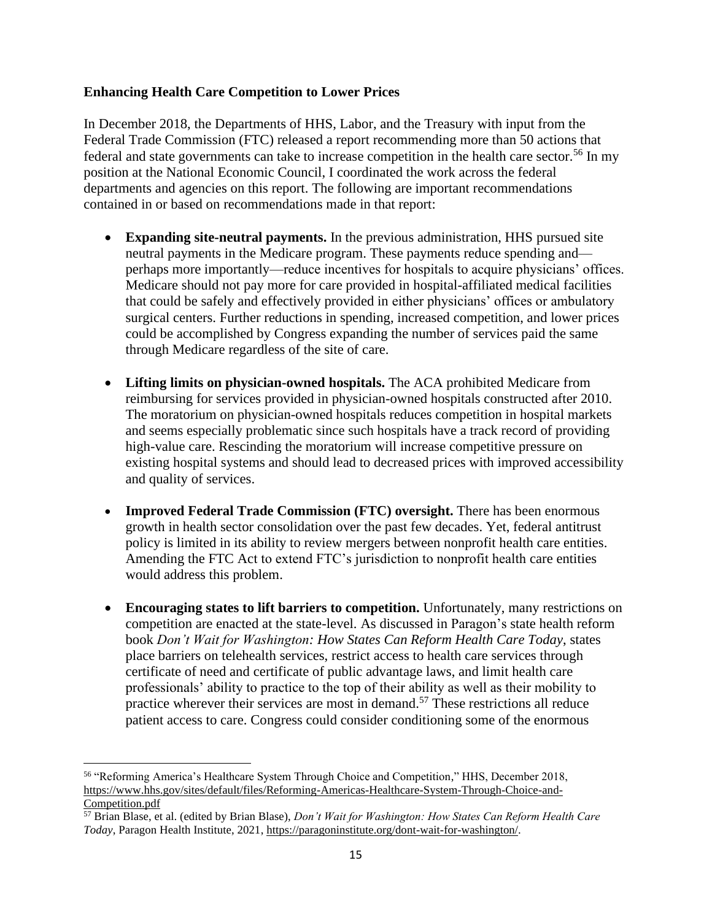**Enhancing Health Care Competition to Lower Prices**

In December 2018, the Departments of HHS, Labor, and the Treasury with input from the Federal Trade Commission (FTC) released a report recommending more than 50 actions that federal and state governments can take to increase competition in the health care sector.[56] In my position at the National Economic Council, I coordinated the work across the federal departments and agencies on this report. The following are important recommendations contained in or based on recommendations made in that report:

- **Expanding site-neutral payments.** In the previous administration, HHS pursued site neutral payments in the Medicare program. These payments reduce spending and—perhaps more importantly—reduce incentives for hospitals to acquire physicians' offices. Medicare should not pay more for care provided in hospital-affiliated medical facilities that could be safely and effectively provided in either physicians' offices or ambulatory surgical centers. Further reductions in spending, increased competition, and lower prices could be accomplished by Congress expanding the number of services paid the same through Medicare regardless of the site of care.

- **Lifting limits on physician-owned hospitals.** The ACA prohibited Medicare from reimbursing for services provided in physician-owned hospitals constructed after 2010. The moratorium on physician-owned hospitals reduces competition in hospital markets and seems especially problematic since such hospitals have a track record of providing high-value care. Rescinding the moratorium will increase competitive pressure on existing hospital systems and should lead to decreased prices with improved accessibility and quality of services.

- **Improved Federal Trade Commission (FTC) oversight.** There has been enormous growth in health sector consolidation over the past few decades. Yet, federal antitrust policy is limited in its ability to review mergers between nonprofit health care entities. Amending the FTC Act to extend FTC's jurisdiction to nonprofit health care entities would address this problem.

- **Encouraging states to lift barriers to competition.** Unfortunately, many restrictions on competition are enacted at the state-level. As discussed in Paragon's state health reform book *Don't Wait for Washington: How States Can Reform Health Care Today*, states place barriers on telehealth services, restrict access to health care services through certificate of need and certificate of public advantage laws, and limit health care professionals' ability to practice to the top of their ability as well as their mobility to practice wherever their services are most in demand.[57] These restrictions all reduce patient access to care. Congress could consider conditioning some of the enormous

---

[56] "Reforming America's Healthcare System Through Choice and Competition," HHS, December 2018, https://www.hhs.gov/sites/default/files/Reforming-Americas-Healthcare-System-Through-Choice-and-Competition.pdf

[57] Brian Blase, et al. (edited by Brian Blase), *Don't Wait for Washington: How States Can Reform Health Care Today*, Paragon Health Institute, 2021, https://paragoninstitute.org/dont-wait-for-washington/.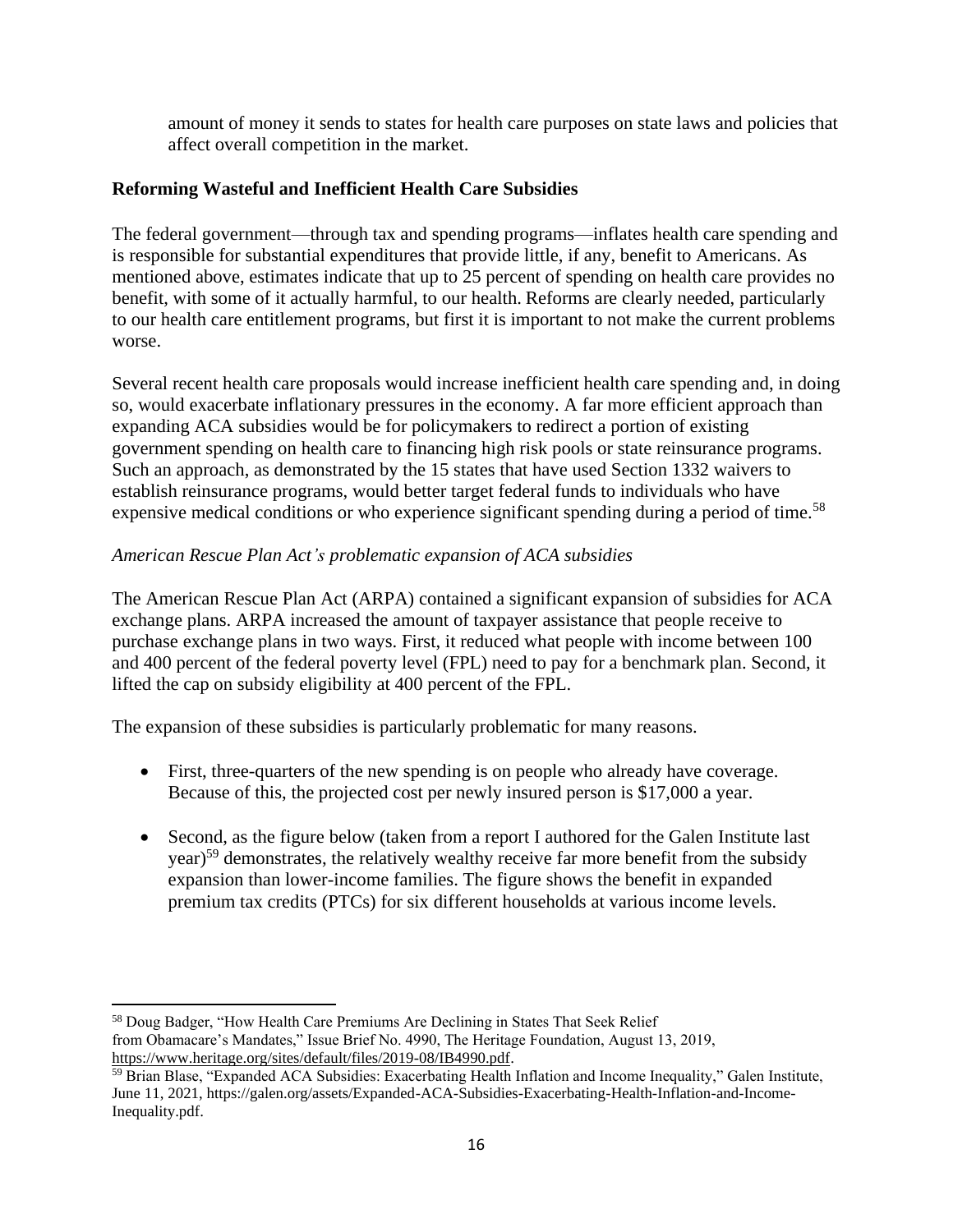amount of money it sends to states for health care purposes on state laws and policies that affect overall competition in the market.

## Reforming Wasteful and Inefficient Health Care Subsidies

The federal government—through tax and spending programs—inflates health care spending and is responsible for substantial expenditures that provide little, if any, benefit to Americans. As mentioned above, estimates indicate that up to 25 percent of spending on health care provides no benefit, with some of it actually harmful, to our health. Reforms are clearly needed, particularly to our health care entitlement programs, but first it is important to not make the current problems worse.

Several recent health care proposals would increase inefficient health care spending and, in doing so, would exacerbate inflationary pressures in the economy. A far more efficient approach than expanding ACA subsidies would be for policymakers to redirect a portion of existing government spending on health care to financing high risk pools or state reinsurance programs. Such an approach, as demonstrated by the 15 states that have used Section 1332 waivers to establish reinsurance programs, would better target federal funds to individuals who have expensive medical conditions or who experience significant spending during a period of time.[58]

### *American Rescue Plan Act's problematic expansion of ACA subsidies*

The American Rescue Plan Act (ARPA) contained a significant expansion of subsidies for ACA exchange plans. ARPA increased the amount of taxpayer assistance that people receive to purchase exchange plans in two ways. First, it reduced what people with income between 100 and 400 percent of the federal poverty level (FPL) need to pay for a benchmark plan. Second, it lifted the cap on subsidy eligibility at 400 percent of the FPL.

The expansion of these subsidies is particularly problematic for many reasons.

- First, three-quarters of the new spending is on people who already have coverage. Because of this, the projected cost per newly insured person is $17,000 a year.
- Second, as the figure below (taken from a report I authored for the Galen Institute last year)[59] demonstrates, the relatively wealthy receive far more benefit from the subsidy expansion than lower-income families. The figure shows the benefit in expanded premium tax credits (PTCs) for six different households at various income levels.

---

[58] Doug Badger, "How Health Care Premiums Are Declining in States That Seek Relief from Obamacare's Mandates," Issue Brief No. 4990, The Heritage Foundation, August 13, 2019, https://www.heritage.org/sites/default/files/2019-08/IB4990.pdf.

[59] Brian Blase, "Expanded ACA Subsidies: Exacerbating Health Inflation and Income Inequality," Galen Institute, June 11, 2021, https://galen.org/assets/Expanded-ACA-Subsidies-Exacerbating-Health-Inflation-and-Income-Inequality.pdf.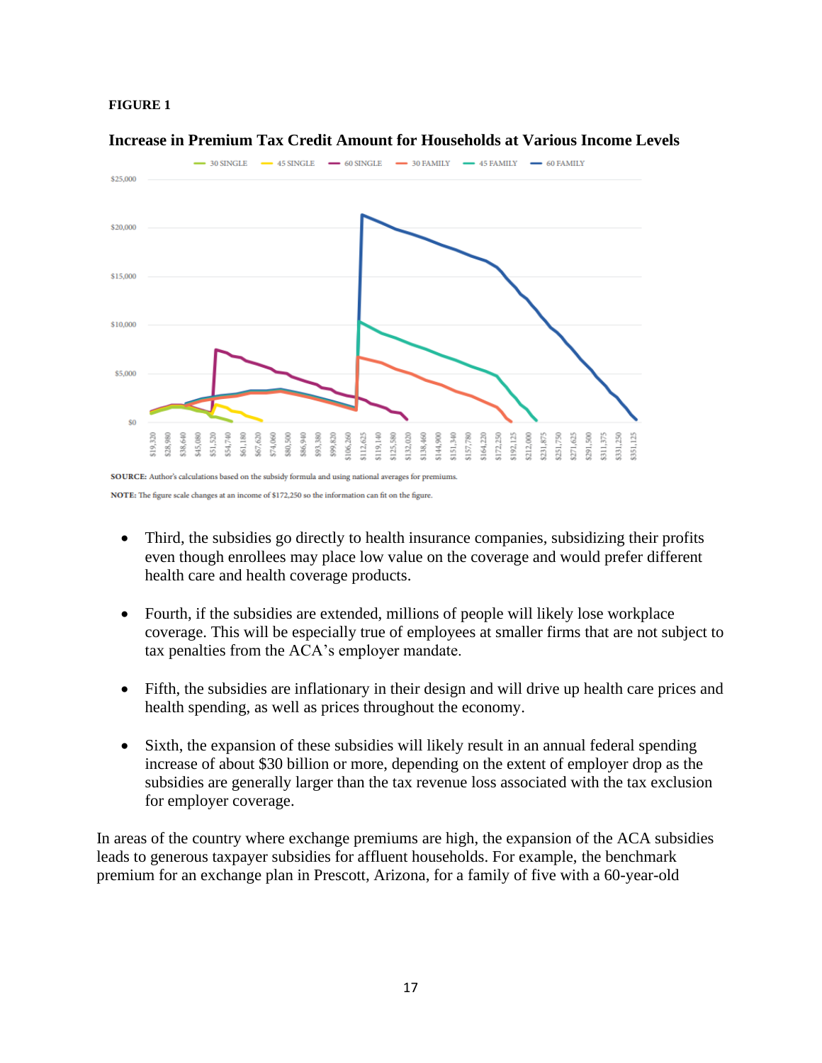**FIGURE 1**

**Increase in Premium Tax Credit Amount for Households at Various Income Levels**

SOURCE: Author's calculations based on the subsidy formula and using national averages for premiums.

NOTE: The figure scale changes at an income of $172,250 so the information can fit on the figure.

- Third, the subsidies go directly to health insurance companies, subsidizing their profits even though enrollees may place low value on the coverage and would prefer different health care and health coverage products.

- Fourth, if the subsidies are extended, millions of people will likely lose workplace coverage. This will be especially true of employees at smaller firms that are not subject to tax penalties from the ACA's employer mandate.

- Fifth, the subsidies are inflationary in their design and will drive up health care prices and health spending, as well as prices throughout the economy.

- Sixth, the expansion of these subsidies will likely result in an annual federal spending increase of about $30 billion or more, depending on the extent of employer drop as the subsidies are generally larger than the tax revenue loss associated with the tax exclusion for employer coverage.

In areas of the country where exchange premiums are high, the expansion of the ACA subsidies leads to generous taxpayer subsidies for affluent households. For example, the benchmark premium for an exchange plan in Prescott, Arizona, for a family of five with a 60-year-old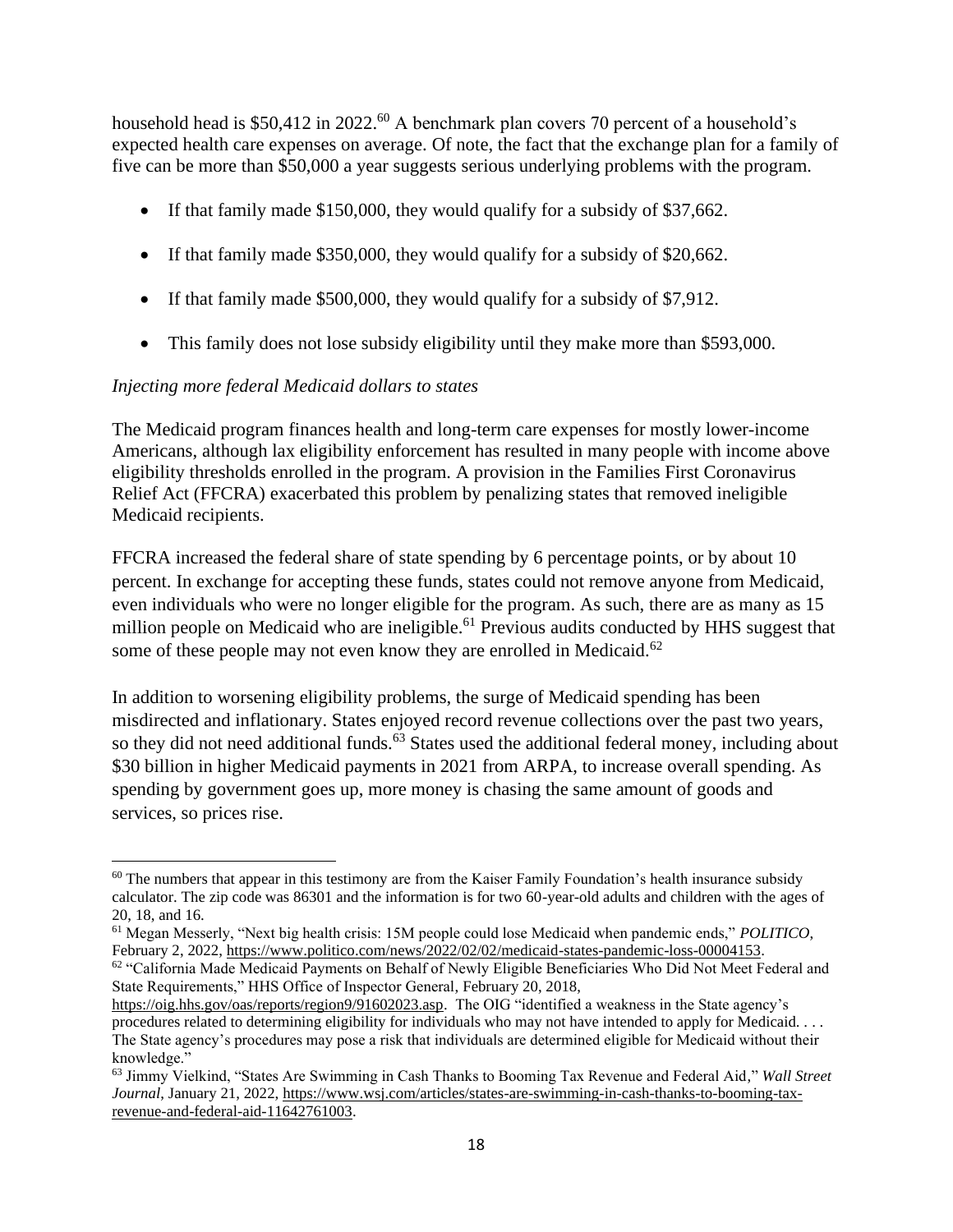household head is $50,412 in 2022.[60] A benchmark plan covers 70 percent of a household's expected health care expenses on average. Of note, the fact that the exchange plan for a family of five can be more than $50,000 a year suggests serious underlying problems with the program.

- If that family made $150,000, they would qualify for a subsidy of $37,662.
- If that family made $350,000, they would qualify for a subsidy of $20,662.
- If that family made $500,000, they would qualify for a subsidy of $7,912.
- This family does not lose subsidy eligibility until they make more than $593,000.

*Injecting more federal Medicaid dollars to states*

The Medicaid program finances health and long-term care expenses for mostly lower-income Americans, although lax eligibility enforcement has resulted in many people with income above eligibility thresholds enrolled in the program. A provision in the Families First Coronavirus Relief Act (FFCRA) exacerbated this problem by penalizing states that removed ineligible Medicaid recipients.

FFCRA increased the federal share of state spending by 6 percentage points, or by about 10 percent. In exchange for accepting these funds, states could not remove anyone from Medicaid, even individuals who were no longer eligible for the program. As such, there are as many as 15 million people on Medicaid who are ineligible.[61] Previous audits conducted by HHS suggest that some of these people may not even know they are enrolled in Medicaid.[62]

In addition to worsening eligibility problems, the surge of Medicaid spending has been misdirected and inflationary. States enjoyed record revenue collections over the past two years, so they did not need additional funds.[63] States used the additional federal money, including about $30 billion in higher Medicaid payments in 2021 from ARPA, to increase overall spending. As spending by government goes up, more money is chasing the same amount of goods and services, so prices rise.

---

[60] The numbers that appear in this testimony are from the Kaiser Family Foundation's health insurance subsidy calculator. The zip code was 86301 and the information is for two 60-year-old adults and children with the ages of 20, 18, and 16.

[61] Megan Messerly, "Next big health crisis: 15M people could lose Medicaid when pandemic ends," *POLITICO*, February 2, 2022, https://www.politico.com/news/2022/02/02/medicaid-states-pandemic-loss-00004153.

[62] "California Made Medicaid Payments on Behalf of Newly Eligible Beneficiaries Who Did Not Meet Federal and State Requirements," HHS Office of Inspector General, February 20, 2018, https://oig.hhs.gov/oas/reports/region9/91602023.asp. The OIG "identified a weakness in the State agency's procedures related to determining eligibility for individuals who may not have intended to apply for Medicaid. . . . The State agency's procedures may pose a risk that individuals are determined eligible for Medicaid without their knowledge."

[63] Jimmy Vielkind, "States Are Swimming in Cash Thanks to Booming Tax Revenue and Federal Aid," *Wall Street Journal*, January 21, 2022, https://www.wsj.com/articles/states-are-swimming-in-cash-thanks-to-booming-tax-revenue-and-federal-aid-11642761003.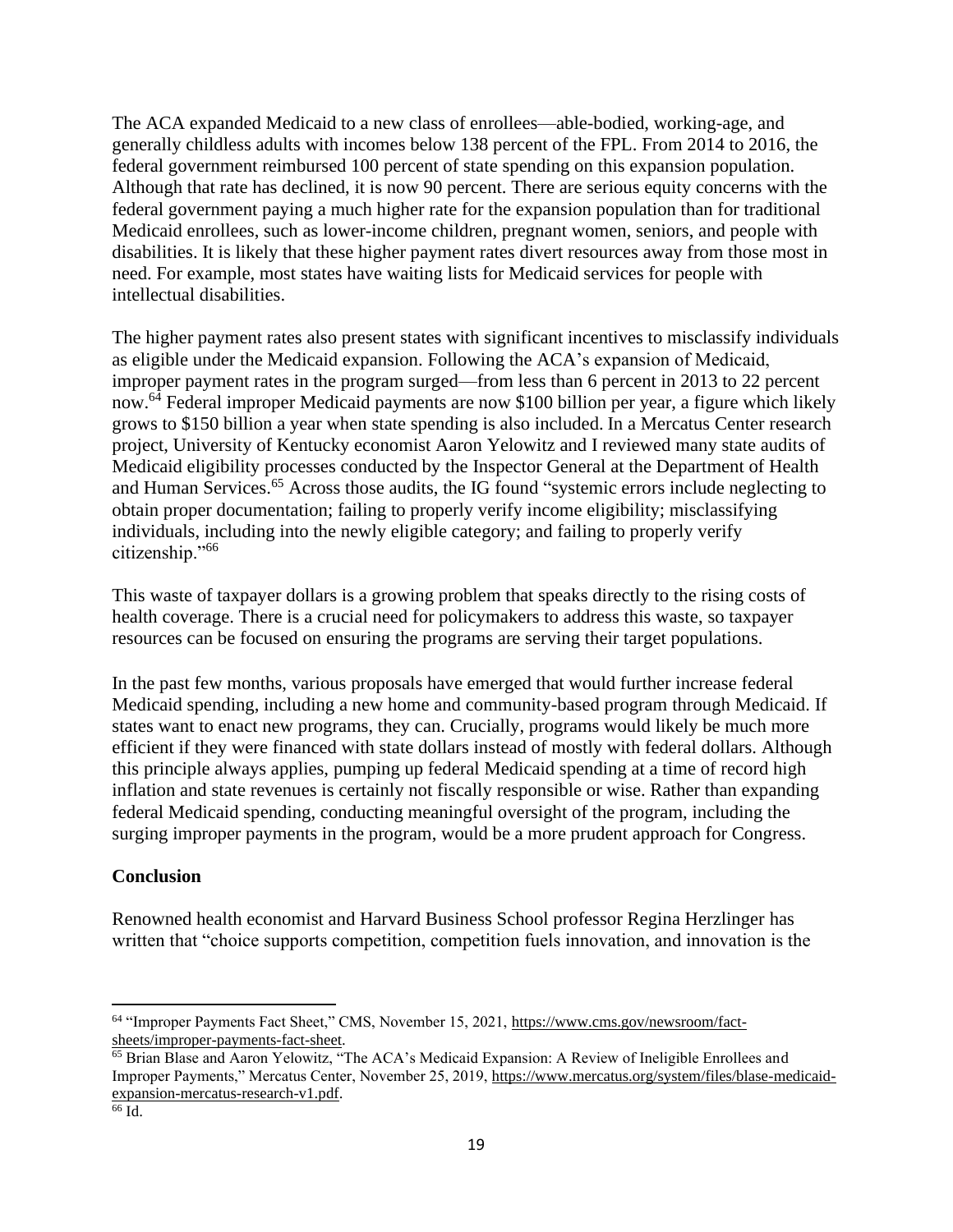The ACA expanded Medicaid to a new class of enrollees—able-bodied, working-age, and generally childless adults with incomes below 138 percent of the FPL. From 2014 to 2016, the federal government reimbursed 100 percent of state spending on this expansion population. Although that rate has declined, it is now 90 percent. There are serious equity concerns with the federal government paying a much higher rate for the expansion population than for traditional Medicaid enrollees, such as lower-income children, pregnant women, seniors, and people with disabilities. It is likely that these higher payment rates divert resources away from those most in need. For example, most states have waiting lists for Medicaid services for people with intellectual disabilities.

The higher payment rates also present states with significant incentives to misclassify individuals as eligible under the Medicaid expansion. Following the ACA's expansion of Medicaid, improper payment rates in the program surged—from less than 6 percent in 2013 to 22 percent now.[64] Federal improper Medicaid payments are now $100 billion per year, a figure which likely grows to $150 billion a year when state spending is also included. In a Mercatus Center research project, University of Kentucky economist Aaron Yelowitz and I reviewed many state audits of Medicaid eligibility processes conducted by the Inspector General at the Department of Health and Human Services.[65] Across those audits, the IG found "systemic errors include neglecting to obtain proper documentation; failing to properly verify income eligibility; misclassifying individuals, including into the newly eligible category; and failing to properly verify citizenship."[66]

This waste of taxpayer dollars is a growing problem that speaks directly to the rising costs of health coverage. There is a crucial need for policymakers to address this waste, so taxpayer resources can be focused on ensuring the programs are serving their target populations.

In the past few months, various proposals have emerged that would further increase federal Medicaid spending, including a new home and community-based program through Medicaid. If states want to enact new programs, they can. Crucially, programs would likely be much more efficient if they were financed with state dollars instead of mostly with federal dollars. Although this principle always applies, pumping up federal Medicaid spending at a time of record high inflation and state revenues is certainly not fiscally responsible or wise. Rather than expanding federal Medicaid spending, conducting meaningful oversight of the program, including the surging improper payments in the program, would be a more prudent approach for Congress.

**Conclusion**

Renowned health economist and Harvard Business School professor Regina Herzlinger has written that "choice supports competition, competition fuels innovation, and innovation is the

---

[64] "Improper Payments Fact Sheet," CMS, November 15, 2021, https://www.cms.gov/newsroom/fact-sheets/improper-payments-fact-sheet.

[65] Brian Blase and Aaron Yelowitz, "The ACA's Medicaid Expansion: A Review of Ineligible Enrollees and Improper Payments," Mercatus Center, November 25, 2019, https://www.mercatus.org/system/files/blase-medicaid-expansion-mercatus-research-v1.pdf.

[66] Id.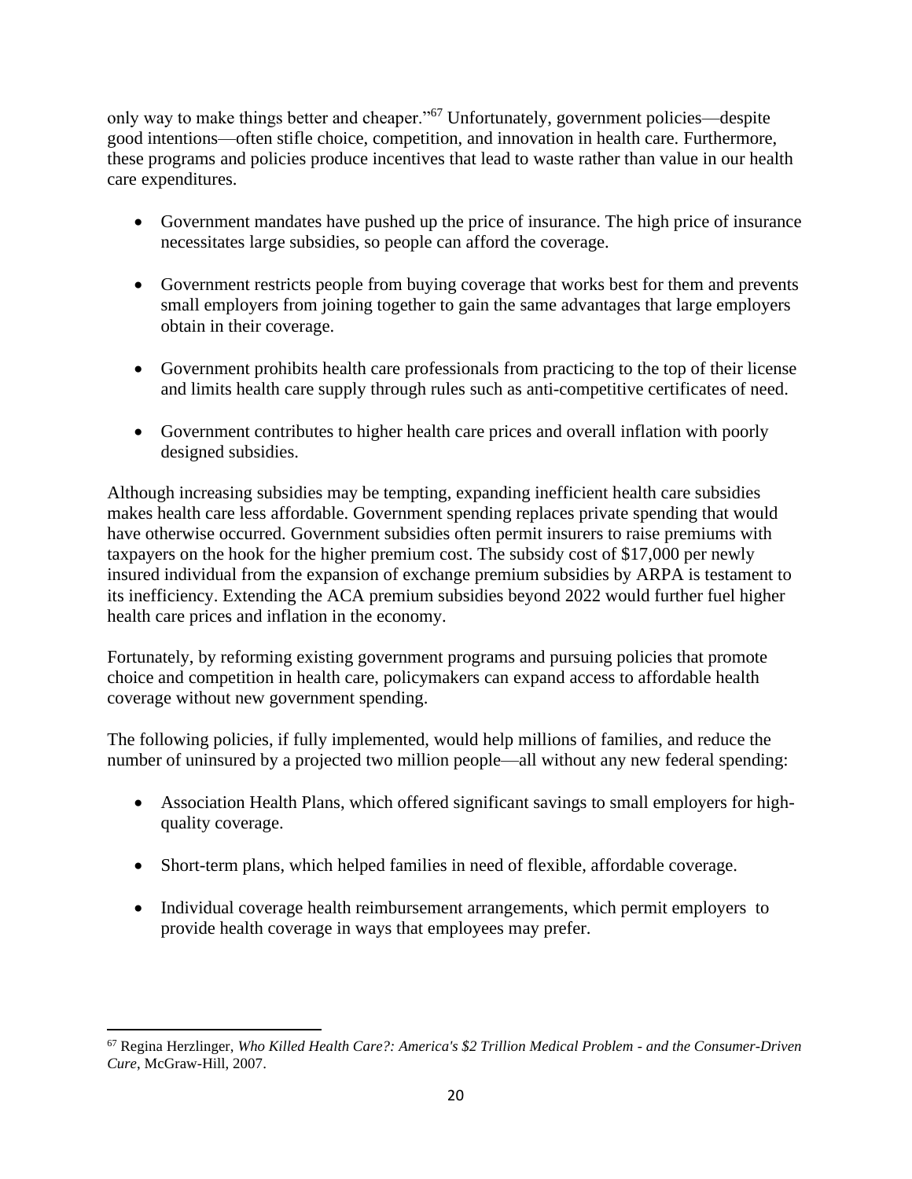only way to make things better and cheaper."[67] Unfortunately, government policies—despite good intentions—often stifle choice, competition, and innovation in health care. Furthermore, these programs and policies produce incentives that lead to waste rather than value in our health care expenditures.

- Government mandates have pushed up the price of insurance. The high price of insurance necessitates large subsidies, so people can afford the coverage.

- Government restricts people from buying coverage that works best for them and prevents small employers from joining together to gain the same advantages that large employers obtain in their coverage.

- Government prohibits health care professionals from practicing to the top of their license and limits health care supply through rules such as anti-competitive certificates of need.

- Government contributes to higher health care prices and overall inflation with poorly designed subsidies.

Although increasing subsidies may be tempting, expanding inefficient health care subsidies makes health care less affordable. Government spending replaces private spending that would have otherwise occurred. Government subsidies often permit insurers to raise premiums with taxpayers on the hook for the higher premium cost. The subsidy cost of $17,000 per newly insured individual from the expansion of exchange premium subsidies by ARPA is testament to its inefficiency. Extending the ACA premium subsidies beyond 2022 would further fuel higher health care prices and inflation in the economy.

Fortunately, by reforming existing government programs and pursuing policies that promote choice and competition in health care, policymakers can expand access to affordable health coverage without new government spending.

The following policies, if fully implemented, would help millions of families, and reduce the number of uninsured by a projected two million people—all without any new federal spending:

- Association Health Plans, which offered significant savings to small employers for high-quality coverage.

- Short-term plans, which helped families in need of flexible, affordable coverage.

- Individual coverage health reimbursement arrangements, which permit employers to provide health coverage in ways that employees may prefer.

[67] Regina Herzlinger, *Who Killed Health Care?: America's $2 Trillion Medical Problem - and the Consumer-Driven Cure*, McGraw-Hill, 2007.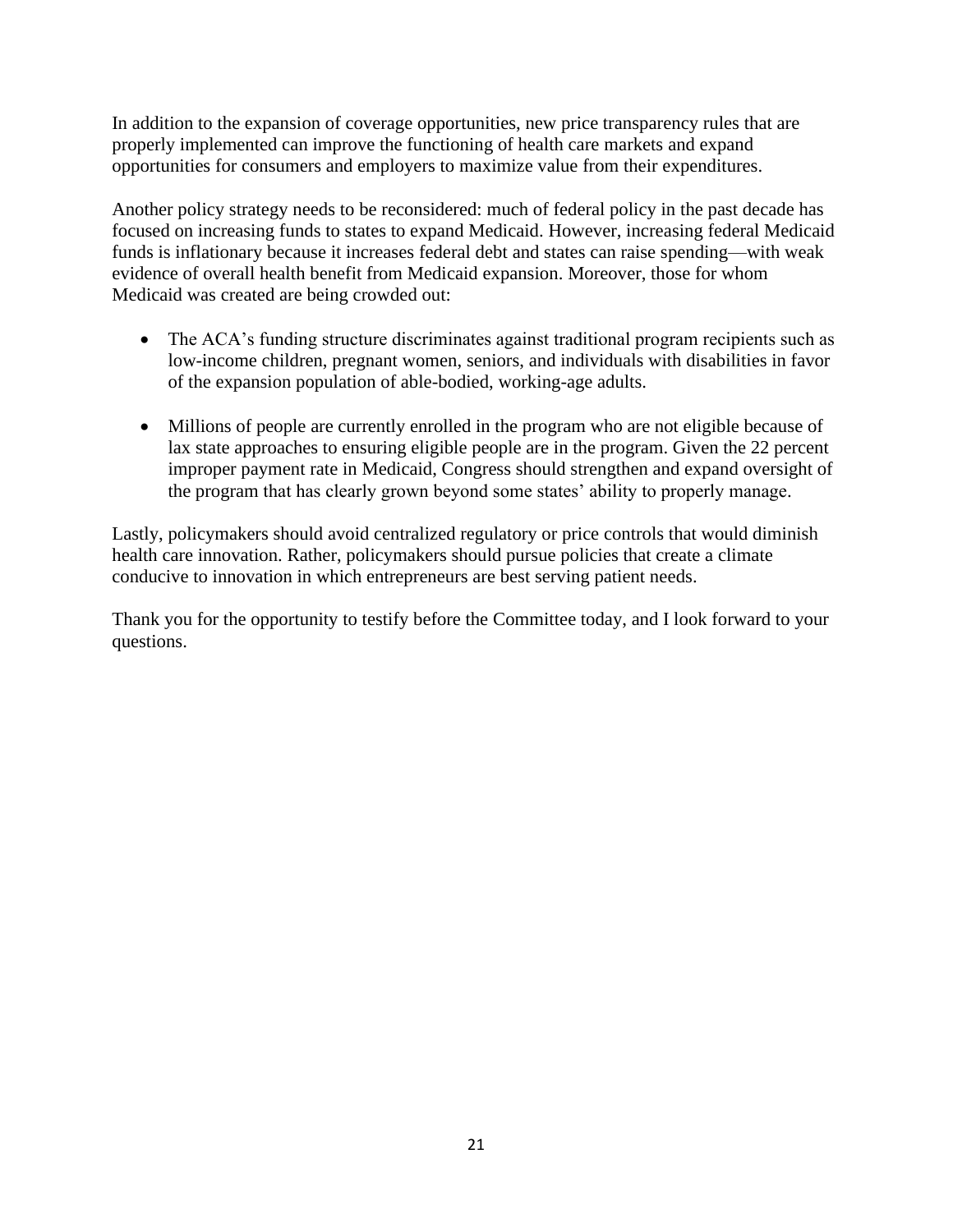In addition to the expansion of coverage opportunities, new price transparency rules that are properly implemented can improve the functioning of health care markets and expand opportunities for consumers and employers to maximize value from their expenditures.

Another policy strategy needs to be reconsidered: much of federal policy in the past decade has focused on increasing funds to states to expand Medicaid. However, increasing federal Medicaid funds is inflationary because it increases federal debt and states can raise spending—with weak evidence of overall health benefit from Medicaid expansion. Moreover, those for whom Medicaid was created are being crowded out:

- The ACA's funding structure discriminates against traditional program recipients such as low-income children, pregnant women, seniors, and individuals with disabilities in favor of the expansion population of able-bodied, working-age adults.

- Millions of people are currently enrolled in the program who are not eligible because of lax state approaches to ensuring eligible people are in the program. Given the 22 percent improper payment rate in Medicaid, Congress should strengthen and expand oversight of the program that has clearly grown beyond some states' ability to properly manage.

Lastly, policymakers should avoid centralized regulatory or price controls that would diminish health care innovation. Rather, policymakers should pursue policies that create a climate conducive to innovation in which entrepreneurs are best serving patient needs.

Thank you for the opportunity to testify before the Committee today, and I look forward to your questions.